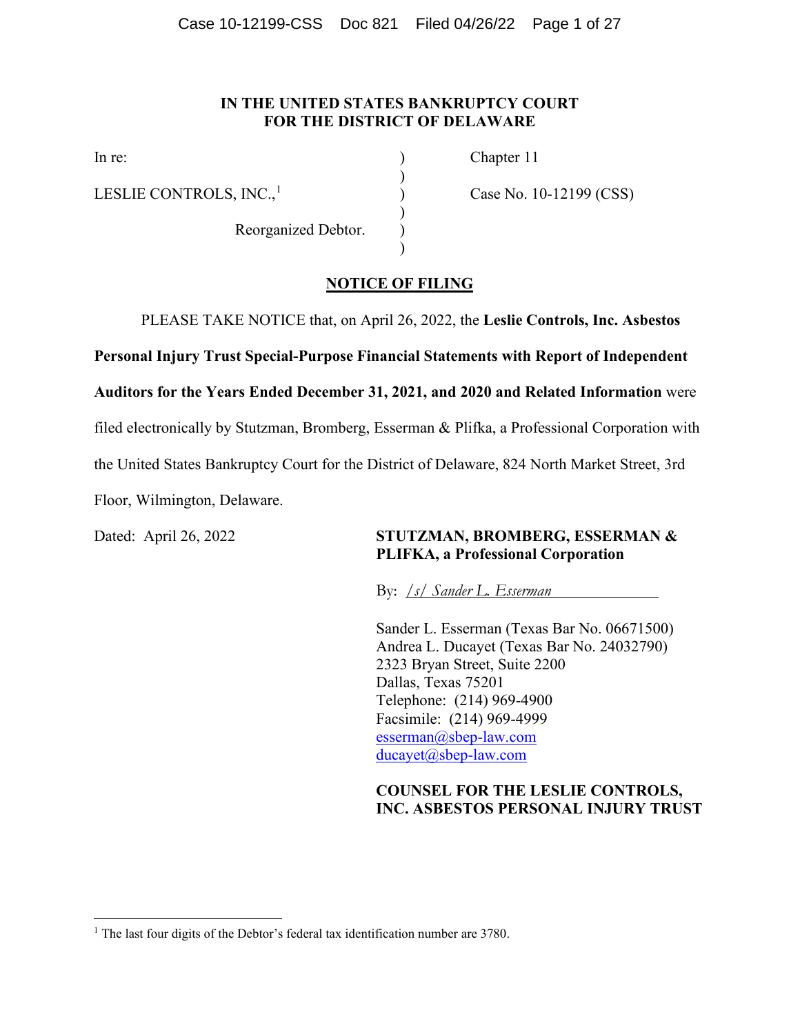**IN THE UNITED STATES BANKRUPTCY COURT**
**FOR THE DISTRICT OF DELAWARE**

| | | |
|---|---|---|
| In re: | ) | Chapter 11 |
| | ) | |
| LESLIE CONTROLS, INC.,[1] | ) | Case No. 10-12199 (CSS) |
| | ) | |
| Reorganized Debtor. | ) | |
| | ) | |

**NOTICE OF FILING**

PLEASE TAKE NOTICE that, on April 26, 2022, the **Leslie Controls, Inc. Asbestos Personal Injury Trust Special-Purpose Financial Statements with Report of Independent Auditors for the Years Ended December 31, 2021, and 2020 and Related Information** were filed electronically by Stutzman, Bromberg, Esserman & Plifka, a Professional Corporation with the United States Bankruptcy Court for the District of Delaware, 824 North Market Street, 3rd Floor, Wilmington, Delaware.

Dated: April 26, 2022

**STUTZMAN, BROMBERG, ESSERMAN & PLIFKA, a Professional Corporation**

By: */s/ Sander L. Esserman*

Sander L. Esserman (Texas Bar No. 06671500)
Andrea L. Ducayet (Texas Bar No. 24032790)
2323 Bryan Street, Suite 2200
Dallas, Texas 75201
Telephone: (214) 969-4900
Facsimile: (214) 969-4999
esserman@sbep-law.com
ducayet@sbep-law.com

**COUNSEL FOR THE LESLIE CONTROLS, INC. ASBESTOS PERSONAL INJURY TRUST**

---

[1] The last four digits of the Debtor's federal tax identification number are 3780.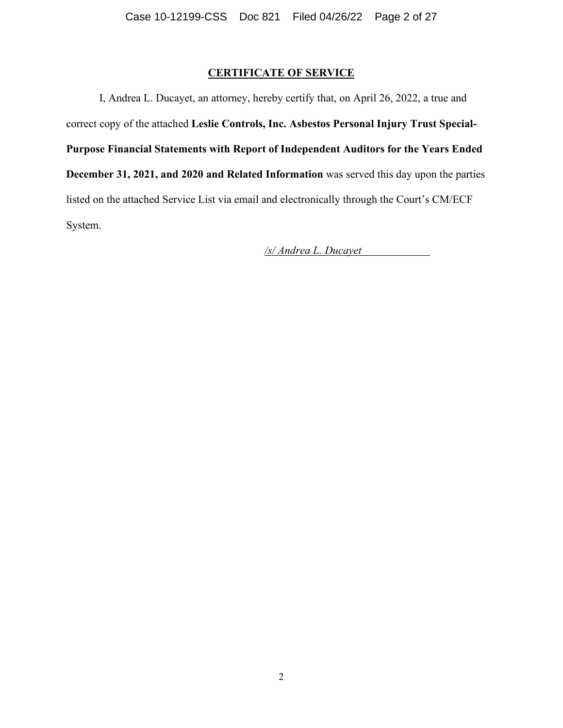# CERTIFICATE OF SERVICE

I, Andrea L. Ducayet, an attorney, hereby certify that, on April 26, 2022, a true and correct copy of the attached **Leslie Controls, Inc. Asbestos Personal Injury Trust Special-Purpose Financial Statements with Report of Independent Auditors for the Years Ended December 31, 2021, and 2020 and Related Information** was served this day upon the parties listed on the attached Service List via email and electronically through the Court's CM/ECF System.

*/s/ Andrea L. Ducayet*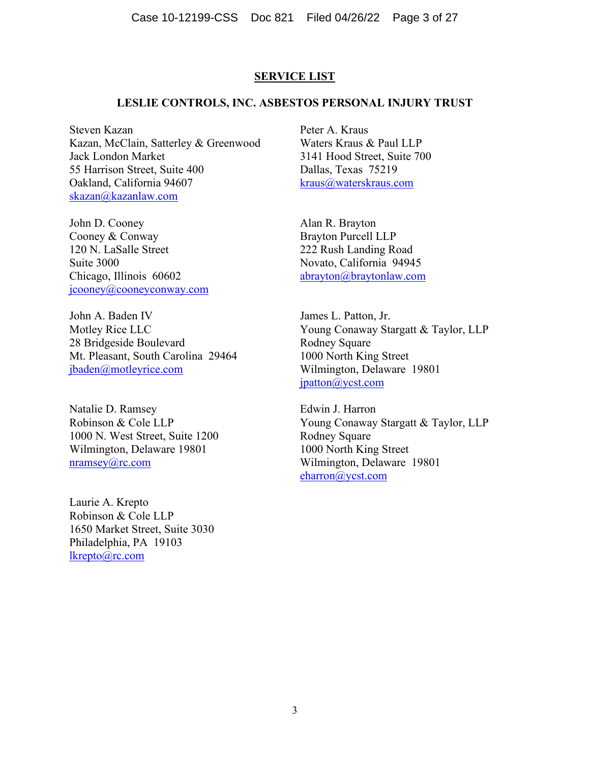## SERVICE LIST

### LESLIE CONTROLS, INC. ASBESTOS PERSONAL INJURY TRUST

Steven Kazan
Kazan, McClain, Satterley & Greenwood
Jack London Market
55 Harrison Street, Suite 400
Oakland, California 94607
skazan@kazanlaw.com

Peter A. Kraus
Waters Kraus & Paul LLP
3141 Hood Street, Suite 700
Dallas, Texas 75219
kraus@waterskraus.com

John D. Cooney
Cooney & Conway
120 N. LaSalle Street
Suite 3000
Chicago, Illinois 60602
jcooney@cooneyconway.com

Alan R. Brayton
Brayton Purcell LLP
222 Rush Landing Road
Novato, California 94945
abrayton@braytonlaw.com

John A. Baden IV
Motley Rice LLC
28 Bridgeside Boulevard
Mt. Pleasant, South Carolina 29464
jbaden@motleyrice.com

James L. Patton, Jr.
Young Conaway Stargatt & Taylor, LLP
Rodney Square
1000 North King Street
Wilmington, Delaware 19801
jpatton@ycst.com

Natalie D. Ramsey
Robinson & Cole LLP
1000 N. West Street, Suite 1200
Wilmington, Delaware 19801
nramsey@rc.com

Edwin J. Harron
Young Conaway Stargatt & Taylor, LLP
Rodney Square
1000 North King Street
Wilmington, Delaware 19801
eharron@ycst.com

Laurie A. Krepto
Robinson & Cole LLP
1650 Market Street, Suite 3030
Philadelphia, PA 19103
lkrepto@rc.com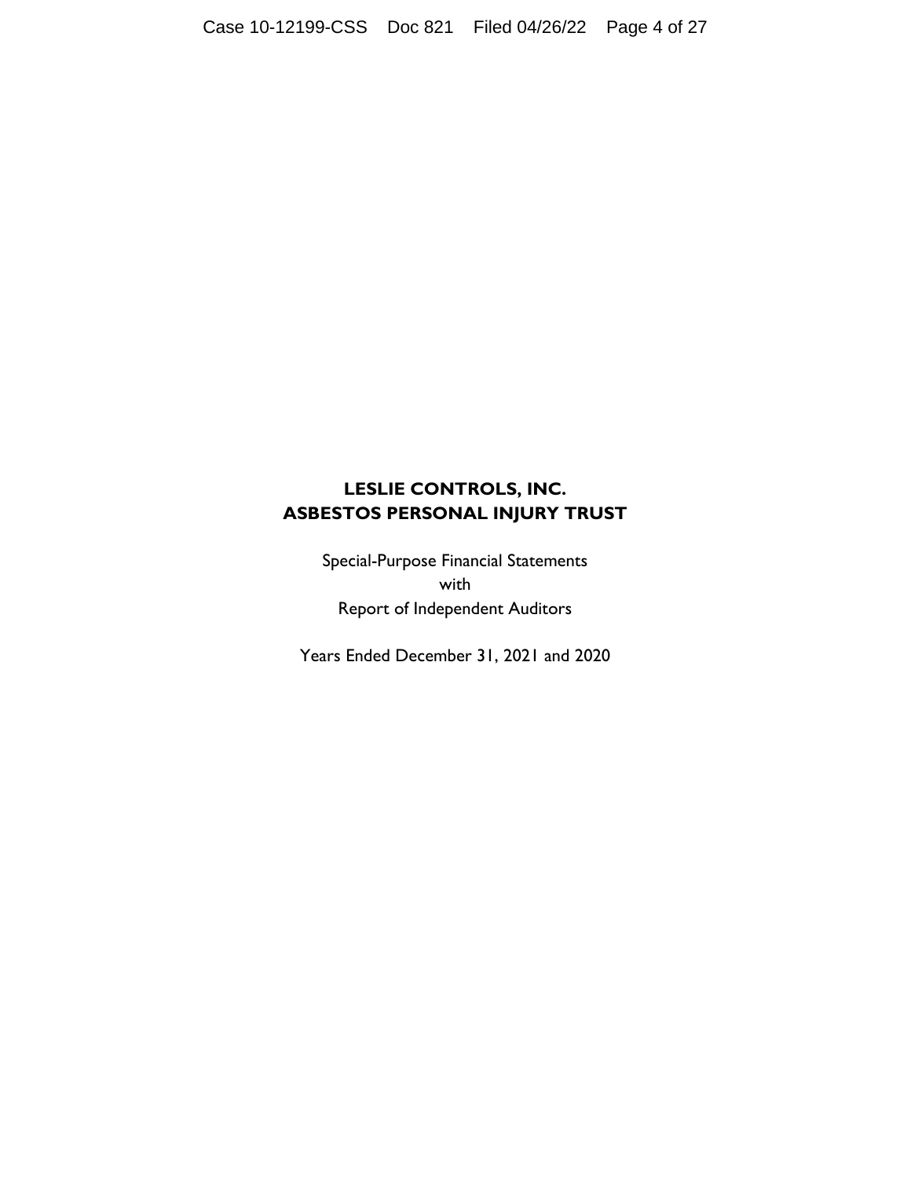# LESLIE CONTROLS, INC.
# ASBESTOS PERSONAL INJURY TRUST

Special-Purpose Financial Statements
with
Report of Independent Auditors

Years Ended December 31, 2021 and 2020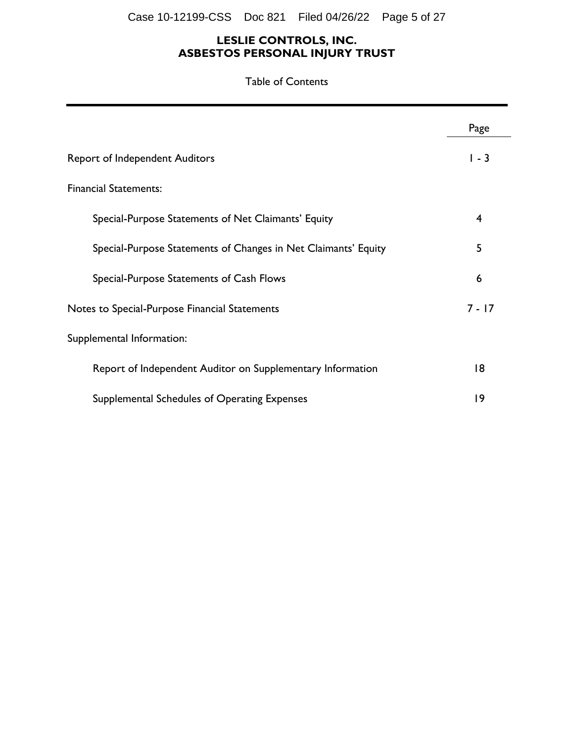**LESLIE CONTROLS, INC.**
**ASBESTOS PERSONAL INJURY TRUST**

Table of Contents

| | Page |
|---|---|
| Report of Independent Auditors | 1 - 3 |
| Financial Statements: | |
| Special-Purpose Statements of Net Claimants' Equity | 4 |
| Special-Purpose Statements of Changes in Net Claimants' Equity | 5 |
| Special-Purpose Statements of Cash Flows | 6 |
| Notes to Special-Purpose Financial Statements | 7 - 17 |
| Supplemental Information: | |
| Report of Independent Auditor on Supplementary Information | 18 |
| Supplemental Schedules of Operating Expenses | 19 |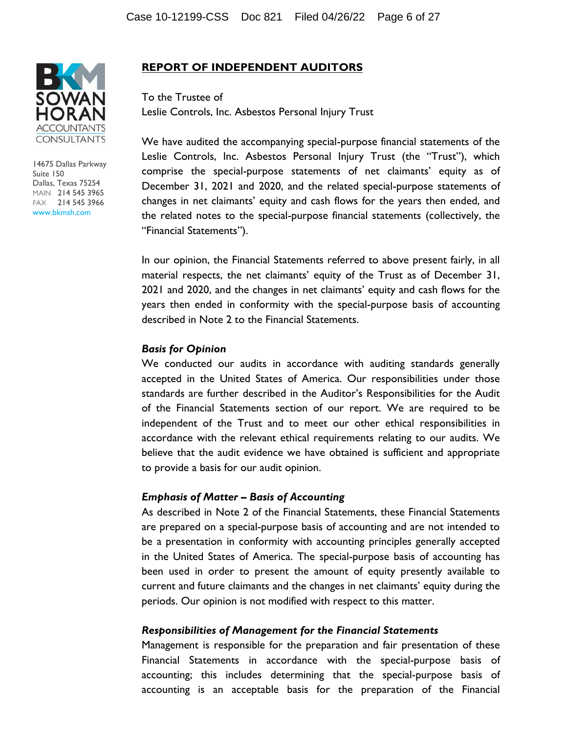BKM SOWAN HORAN
ACCOUNTANTS
CONSULTANTS

14675 Dallas Parkway
Suite 150
Dallas, Texas 75254
MAIN 214 545 3965
FAX 214 545 3966
www.bkmsh.com

## REPORT OF INDEPENDENT AUDITORS

To the Trustee of
Leslie Controls, Inc. Asbestos Personal Injury Trust

We have audited the accompanying special-purpose financial statements of the Leslie Controls, Inc. Asbestos Personal Injury Trust (the "Trust"), which comprise the special-purpose statements of net claimants' equity as of December 31, 2021 and 2020, and the related special-purpose statements of changes in net claimants' equity and cash flows for the years then ended, and the related notes to the special-purpose financial statements (collectively, the "Financial Statements").

In our opinion, the Financial Statements referred to above present fairly, in all material respects, the net claimants' equity of the Trust as of December 31, 2021 and 2020, and the changes in net claimants' equity and cash flows for the years then ended in conformity with the special-purpose basis of accounting described in Note 2 to the Financial Statements.

### *Basis for Opinion*

We conducted our audits in accordance with auditing standards generally accepted in the United States of America. Our responsibilities under those standards are further described in the Auditor's Responsibilities for the Audit of the Financial Statements section of our report. We are required to be independent of the Trust and to meet our other ethical responsibilities in accordance with the relevant ethical requirements relating to our audits. We believe that the audit evidence we have obtained is sufficient and appropriate to provide a basis for our audit opinion.

### *Emphasis of Matter – Basis of Accounting*

As described in Note 2 of the Financial Statements, these Financial Statements are prepared on a special-purpose basis of accounting and are not intended to be a presentation in conformity with accounting principles generally accepted in the United States of America. The special-purpose basis of accounting has been used in order to present the amount of equity presently available to current and future claimants and the changes in net claimants' equity during the periods. Our opinion is not modified with respect to this matter.

### *Responsibilities of Management for the Financial Statements*

Management is responsible for the preparation and fair presentation of these Financial Statements in accordance with the special-purpose basis of accounting; this includes determining that the special-purpose basis of accounting is an acceptable basis for the preparation of the Financial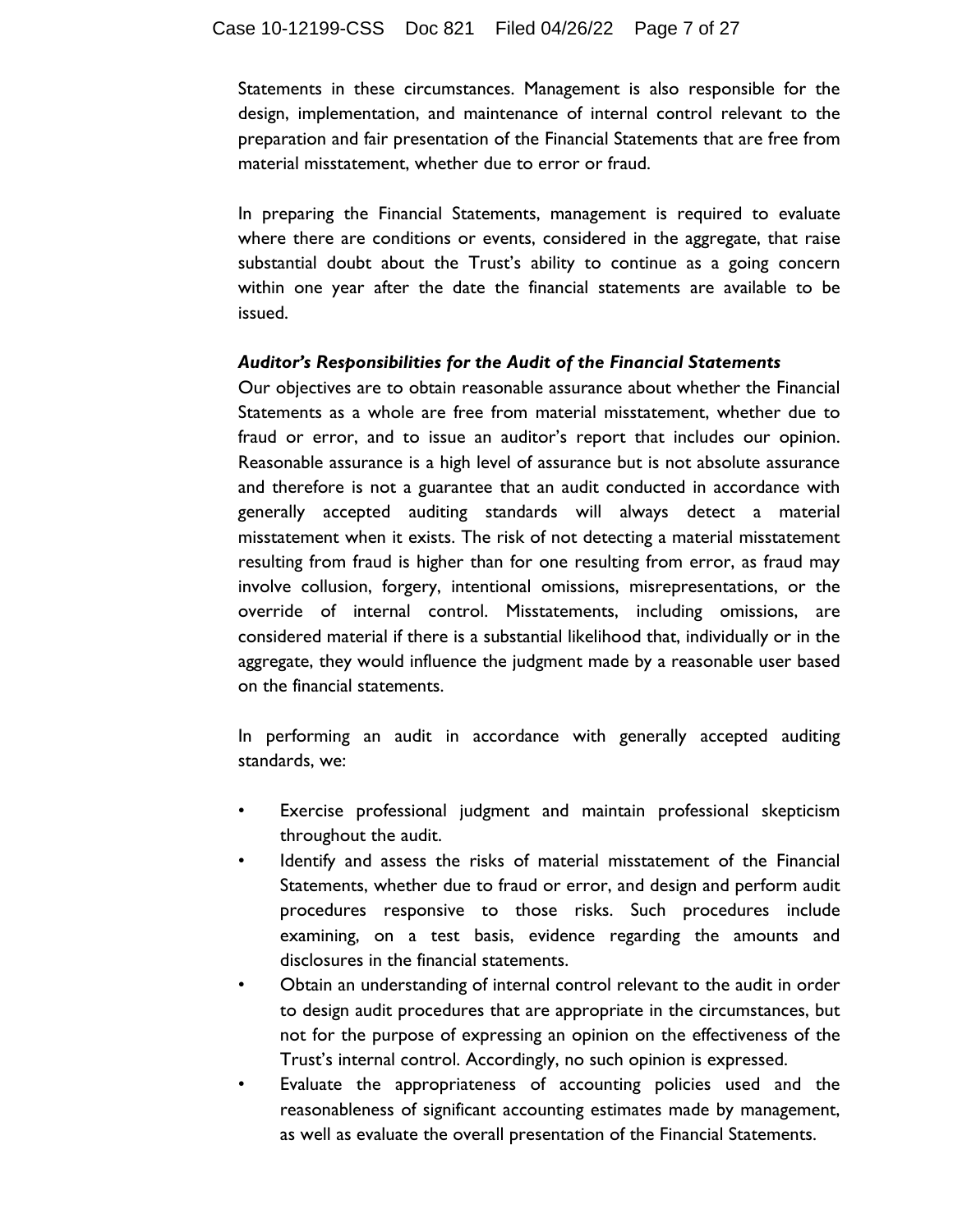Statements in these circumstances. Management is also responsible for the design, implementation, and maintenance of internal control relevant to the preparation and fair presentation of the Financial Statements that are free from material misstatement, whether due to error or fraud.

In preparing the Financial Statements, management is required to evaluate where there are conditions or events, considered in the aggregate, that raise substantial doubt about the Trust's ability to continue as a going concern within one year after the date the financial statements are available to be issued.

***Auditor's Responsibilities for the Audit of the Financial Statements***

Our objectives are to obtain reasonable assurance about whether the Financial Statements as a whole are free from material misstatement, whether due to fraud or error, and to issue an auditor's report that includes our opinion. Reasonable assurance is a high level of assurance but is not absolute assurance and therefore is not a guarantee that an audit conducted in accordance with generally accepted auditing standards will always detect a material misstatement when it exists. The risk of not detecting a material misstatement resulting from fraud is higher than for one resulting from error, as fraud may involve collusion, forgery, intentional omissions, misrepresentations, or the override of internal control. Misstatements, including omissions, are considered material if there is a substantial likelihood that, individually or in the aggregate, they would influence the judgment made by a reasonable user based on the financial statements.

In performing an audit in accordance with generally accepted auditing standards, we:

- Exercise professional judgment and maintain professional skepticism throughout the audit.
- Identify and assess the risks of material misstatement of the Financial Statements, whether due to fraud or error, and design and perform audit procedures responsive to those risks. Such procedures include examining, on a test basis, evidence regarding the amounts and disclosures in the financial statements.
- Obtain an understanding of internal control relevant to the audit in order to design audit procedures that are appropriate in the circumstances, but not for the purpose of expressing an opinion on the effectiveness of the Trust's internal control. Accordingly, no such opinion is expressed.
- Evaluate the appropriateness of accounting policies used and the reasonableness of significant accounting estimates made by management, as well as evaluate the overall presentation of the Financial Statements.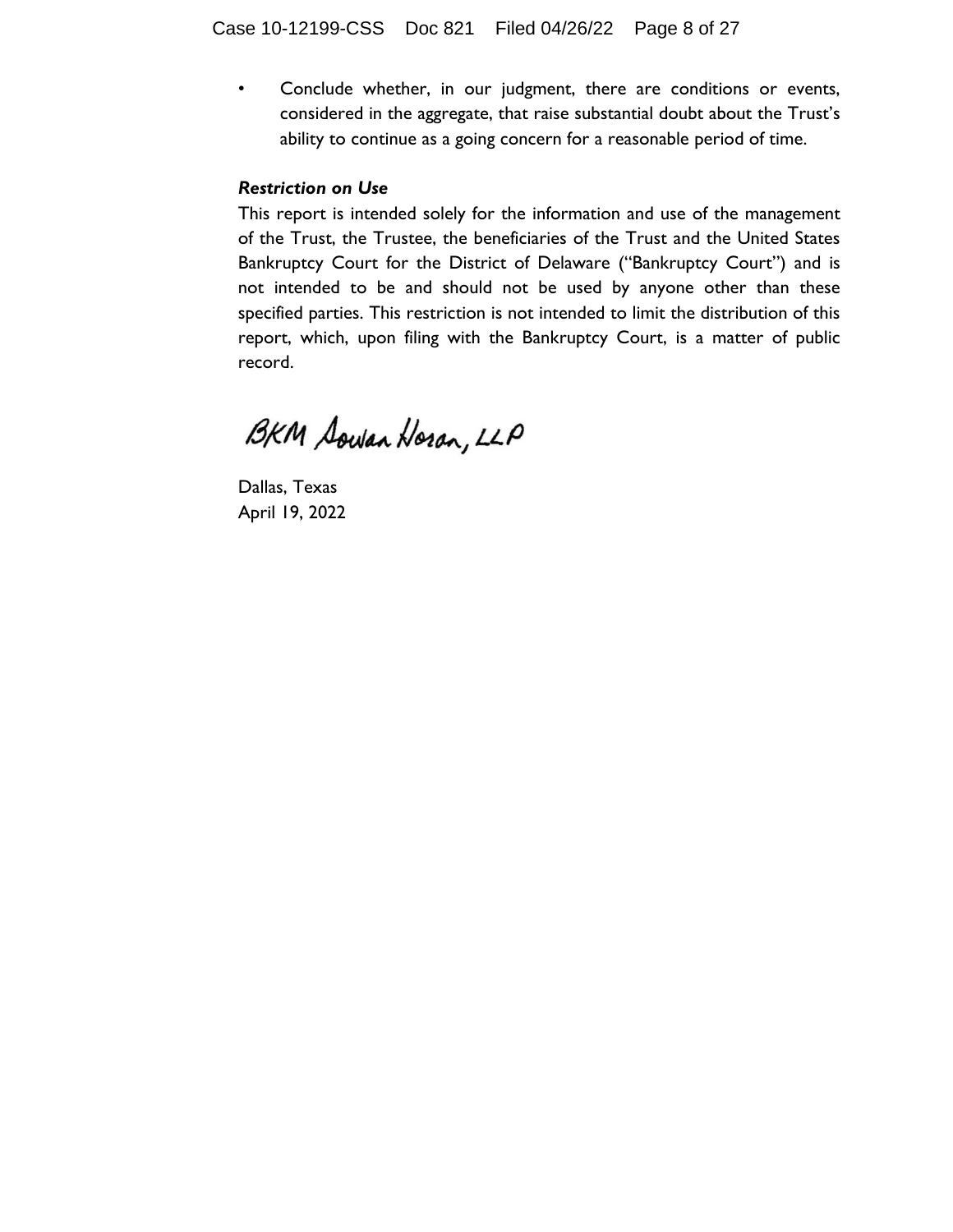- Conclude whether, in our judgment, there are conditions or events, considered in the aggregate, that raise substantial doubt about the Trust's ability to continue as a going concern for a reasonable period of time.

***Restriction on Use***

This report is intended solely for the information and use of the management of the Trust, the Trustee, the beneficiaries of the Trust and the United States Bankruptcy Court for the District of Delaware ("Bankruptcy Court") and is not intended to be and should not be used by anyone other than these specified parties. This restriction is not intended to limit the distribution of this report, which, upon filing with the Bankruptcy Court, is a matter of public record.

BKM Sowan Horan, LLP

Dallas, Texas
April 19, 2022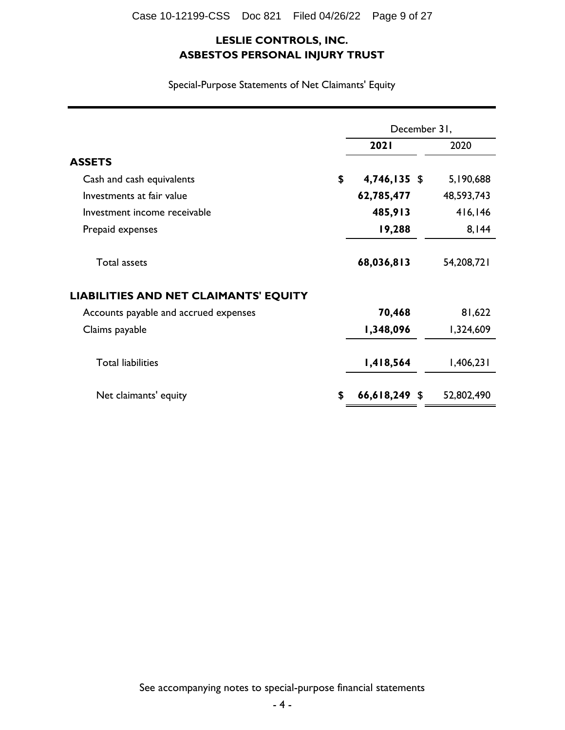# LESLIE CONTROLS, INC.
# ASBESTOS PERSONAL INJURY TRUST

Special-Purpose Statements of Net Claimants' Equity

| | December 31, | |
|---|---|---|
| | **2021** | 2020 |
| **ASSETS** | | |
| Cash and cash equivalents | **$ 4,746,135** | $ 5,190,688 |
| Investments at fair value | **62,785,477** | 48,593,743 |
| Investment income receivable | **485,913** | 416,146 |
| Prepaid expenses | **19,288** | 8,144 |
| Total assets | **68,036,813** | 54,208,721 |
| **LIABILITIES AND NET CLAIMANTS' EQUITY** | | |
| Accounts payable and accrued expenses | **70,468** | 81,622 |
| Claims payable | **1,348,096** | 1,324,609 |
| Total liabilities | **1,418,564** | 1,406,231 |
| Net claimants' equity | **$ 66,618,249** | $ 52,802,490 |

See accompanying notes to special-purpose financial statements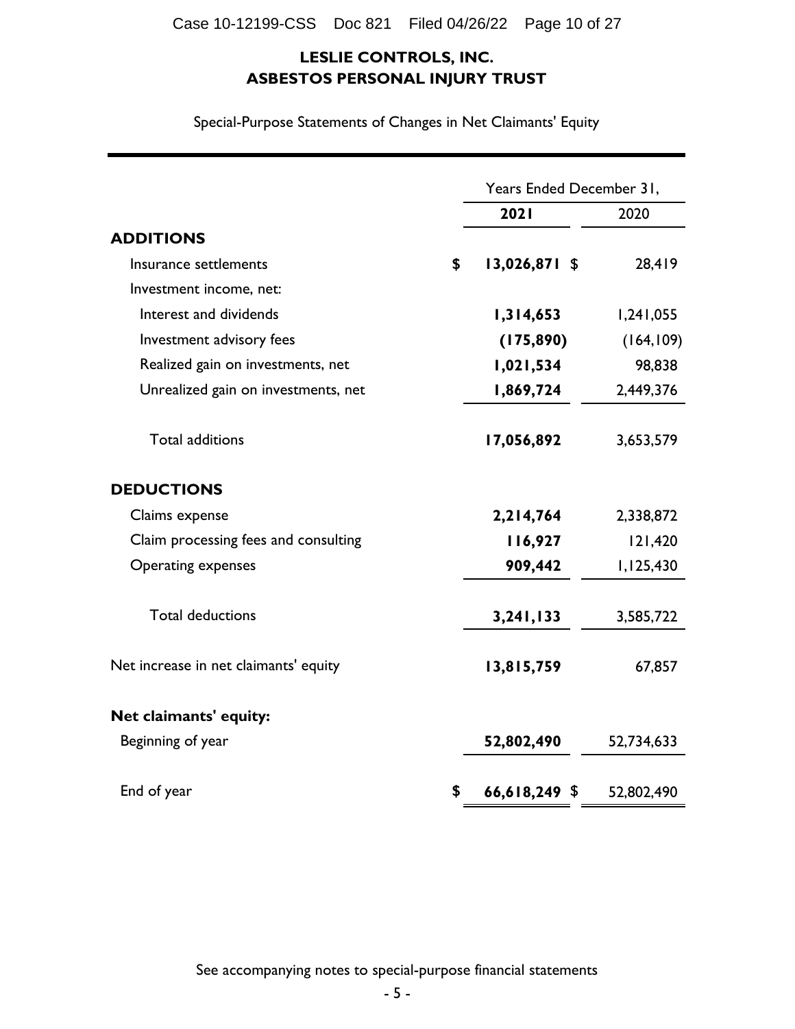**LESLIE CONTROLS, INC.**
**ASBESTOS PERSONAL INJURY TRUST**

Special-Purpose Statements of Changes in Net Claimants' Equity

| | Years Ended December 31, | |
|---|---|---|
| | **2021** | 2020 |
| **ADDITIONS** | | |
| Insurance settlements | $ **13,026,871** | $ 28,419 |
| Investment income, net: | | |
| Interest and dividends | **1,314,653** | 1,241,055 |
| Investment advisory fees | **(175,890)** | (164,109) |
| Realized gain on investments, net | **1,021,534** | 98,838 |
| Unrealized gain on investments, net | **1,869,724** | 2,449,376 |
| Total additions | **17,056,892** | 3,653,579 |
| **DEDUCTIONS** | | |
| Claims expense | **2,214,764** | 2,338,872 |
| Claim processing fees and consulting | **116,927** | 121,420 |
| Operating expenses | **909,442** | 1,125,430 |
| Total deductions | **3,241,133** | 3,585,722 |
| Net increase in net claimants' equity | **13,815,759** | 67,857 |
| **Net claimants' equity:** | | |
| Beginning of year | **52,802,490** | 52,734,633 |
| End of year | $ **66,618,249** | $ 52,802,490 |

See accompanying notes to special-purpose financial statements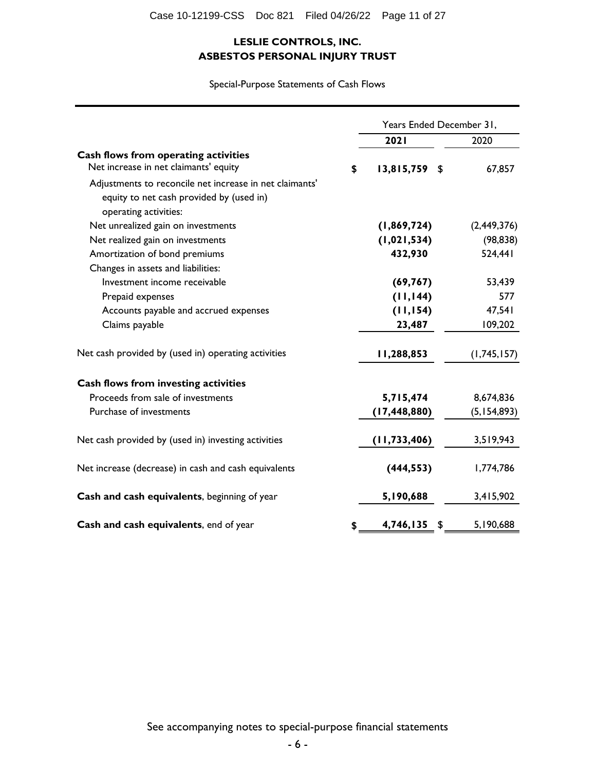# LESLIE CONTROLS, INC.
# ASBESTOS PERSONAL INJURY TRUST

Special-Purpose Statements of Cash Flows

| | Years Ended December 31, | |
|---|---|---|
| | **2021** | 2020 |
| **Cash flows from operating activities** | | |
| Net increase in net claimants' equity | **$ 13,815,759** | $ 67,857 |
| Adjustments to reconcile net increase in net claimants' equity to net cash provided by (used in) operating activities: | | |
| Net unrealized gain on investments | **(1,869,724)** | (2,449,376) |
| Net realized gain on investments | **(1,021,534)** | (98,838) |
| Amortization of bond premiums | **432,930** | 524,441 |
| Changes in assets and liabilities: | | |
| Investment income receivable | **(69,767)** | 53,439 |
| Prepaid expenses | **(11,144)** | 577 |
| Accounts payable and accrued expenses | **(11,154)** | 47,541 |
| Claims payable | **23,487** | 109,202 |
| Net cash provided by (used in) operating activities | **11,288,853** | (1,745,157) |
| **Cash flows from investing activities** | | |
| Proceeds from sale of investments | **5,715,474** | 8,674,836 |
| Purchase of investments | **(17,448,880)** | (5,154,893) |
| Net cash provided by (used in) investing activities | **(11,733,406)** | 3,519,943 |
| Net increase (decrease) in cash and cash equivalents | **(444,553)** | 1,774,786 |
| **Cash and cash equivalents**, beginning of year | **5,190,688** | 3,415,902 |
| **Cash and cash equivalents**, end of year | **$ 4,746,135** | $ 5,190,688 |

See accompanying notes to special-purpose financial statements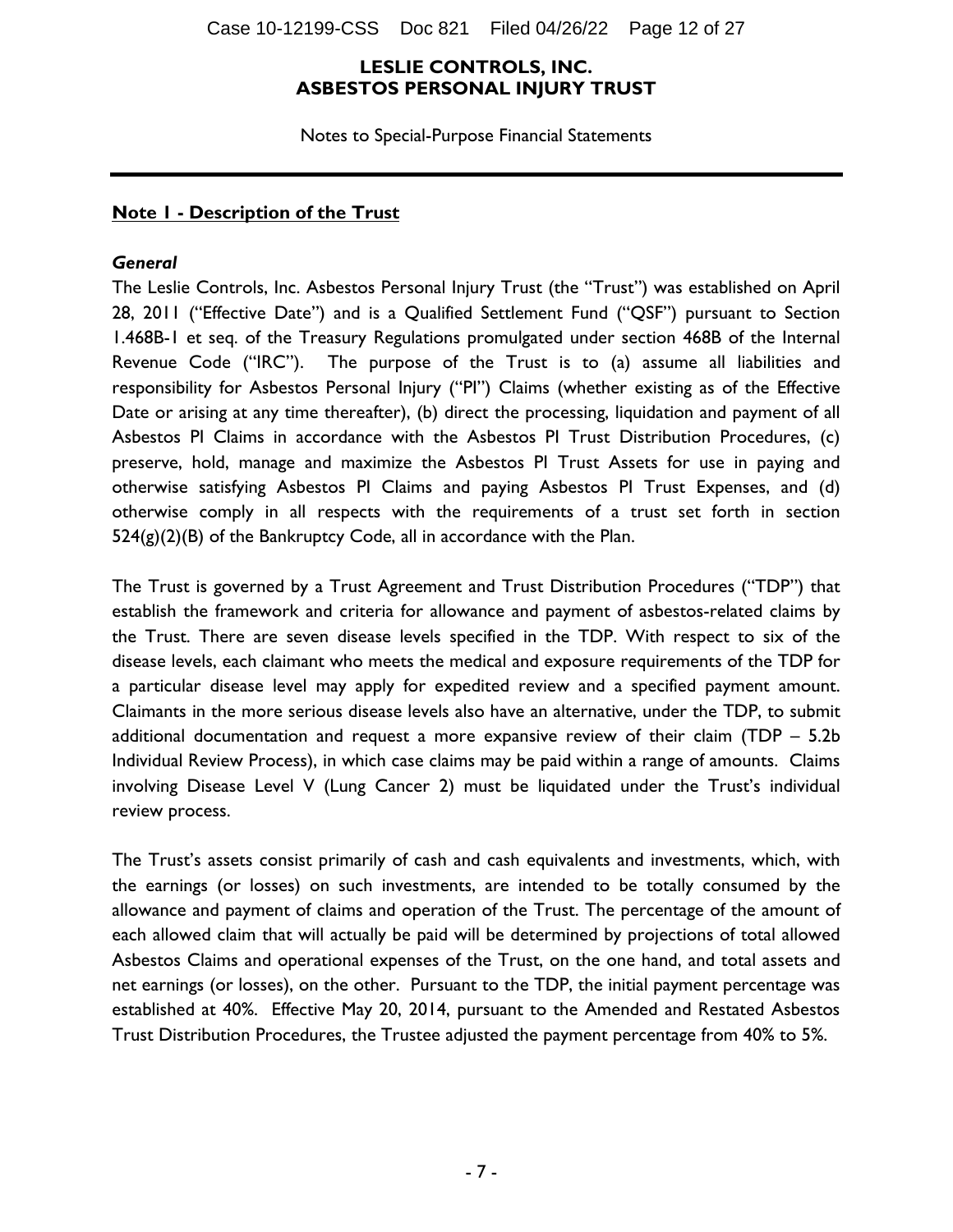**LESLIE CONTROLS, INC.**
**ASBESTOS PERSONAL INJURY TRUST**

Notes to Special-Purpose Financial Statements

## Note 1 - Description of the Trust

### *General*

The Leslie Controls, Inc. Asbestos Personal Injury Trust (the "Trust") was established on April 28, 2011 ("Effective Date") and is a Qualified Settlement Fund ("QSF") pursuant to Section 1.468B-1 et seq. of the Treasury Regulations promulgated under section 468B of the Internal Revenue Code ("IRC"). The purpose of the Trust is to (a) assume all liabilities and responsibility for Asbestos Personal Injury ("PI") Claims (whether existing as of the Effective Date or arising at any time thereafter), (b) direct the processing, liquidation and payment of all Asbestos PI Claims in accordance with the Asbestos PI Trust Distribution Procedures, (c) preserve, hold, manage and maximize the Asbestos PI Trust Assets for use in paying and otherwise satisfying Asbestos PI Claims and paying Asbestos PI Trust Expenses, and (d) otherwise comply in all respects with the requirements of a trust set forth in section 524(g)(2)(B) of the Bankruptcy Code, all in accordance with the Plan.

The Trust is governed by a Trust Agreement and Trust Distribution Procedures ("TDP") that establish the framework and criteria for allowance and payment of asbestos-related claims by the Trust. There are seven disease levels specified in the TDP. With respect to six of the disease levels, each claimant who meets the medical and exposure requirements of the TDP for a particular disease level may apply for expedited review and a specified payment amount. Claimants in the more serious disease levels also have an alternative, under the TDP, to submit additional documentation and request a more expansive review of their claim (TDP – 5.2b Individual Review Process), in which case claims may be paid within a range of amounts. Claims involving Disease Level V (Lung Cancer 2) must be liquidated under the Trust's individual review process.

The Trust's assets consist primarily of cash and cash equivalents and investments, which, with the earnings (or losses) on such investments, are intended to be totally consumed by the allowance and payment of claims and operation of the Trust. The percentage of the amount of each allowed claim that will actually be paid will be determined by projections of total allowed Asbestos Claims and operational expenses of the Trust, on the one hand, and total assets and net earnings (or losses), on the other. Pursuant to the TDP, the initial payment percentage was established at 40%. Effective May 20, 2014, pursuant to the Amended and Restated Asbestos Trust Distribution Procedures, the Trustee adjusted the payment percentage from 40% to 5%.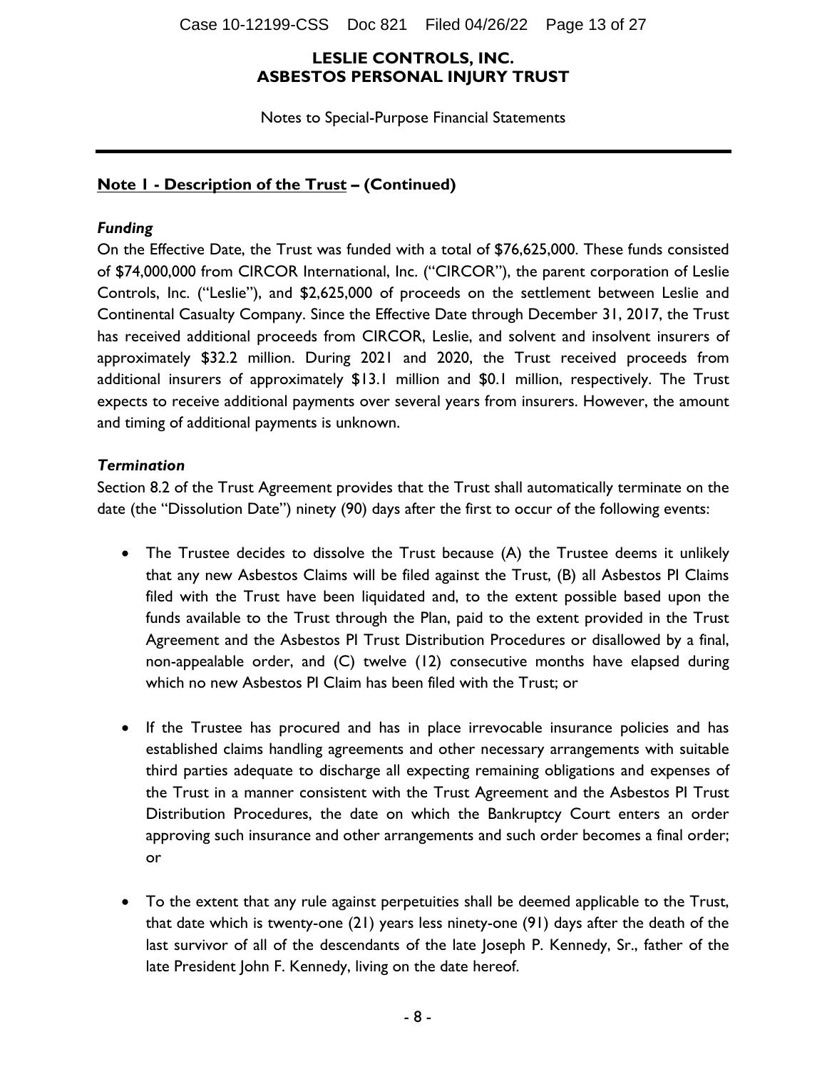# LESLIE CONTROLS, INC.
# ASBESTOS PERSONAL INJURY TRUST

Notes to Special-Purpose Financial Statements

---

## Note 1 - Description of the Trust – (Continued)

### *Funding*

On the Effective Date, the Trust was funded with a total of $76,625,000. These funds consisted of $74,000,000 from CIRCOR International, Inc. ("CIRCOR"), the parent corporation of Leslie Controls, Inc. ("Leslie"), and $2,625,000 of proceeds on the settlement between Leslie and Continental Casualty Company. Since the Effective Date through December 31, 2017, the Trust has received additional proceeds from CIRCOR, Leslie, and solvent and insolvent insurers of approximately $32.2 million. During 2021 and 2020, the Trust received proceeds from additional insurers of approximately $13.1 million and $0.1 million, respectively. The Trust expects to receive additional payments over several years from insurers. However, the amount and timing of additional payments is unknown.

### *Termination*

Section 8.2 of the Trust Agreement provides that the Trust shall automatically terminate on the date (the "Dissolution Date") ninety (90) days after the first to occur of the following events:

- The Trustee decides to dissolve the Trust because (A) the Trustee deems it unlikely that any new Asbestos Claims will be filed against the Trust, (B) all Asbestos PI Claims filed with the Trust have been liquidated and, to the extent possible based upon the funds available to the Trust through the Plan, paid to the extent provided in the Trust Agreement and the Asbestos PI Trust Distribution Procedures or disallowed by a final, non-appealable order, and (C) twelve (12) consecutive months have elapsed during which no new Asbestos PI Claim has been filed with the Trust; or

- If the Trustee has procured and has in place irrevocable insurance policies and has established claims handling agreements and other necessary arrangements with suitable third parties adequate to discharge all expecting remaining obligations and expenses of the Trust in a manner consistent with the Trust Agreement and the Asbestos PI Trust Distribution Procedures, the date on which the Bankruptcy Court enters an order approving such insurance and other arrangements and such order becomes a final order; or

- To the extent that any rule against perpetuities shall be deemed applicable to the Trust, that date which is twenty-one (21) years less ninety-one (91) days after the death of the last survivor of all of the descendants of the late Joseph P. Kennedy, Sr., father of the late President John F. Kennedy, living on the date hereof.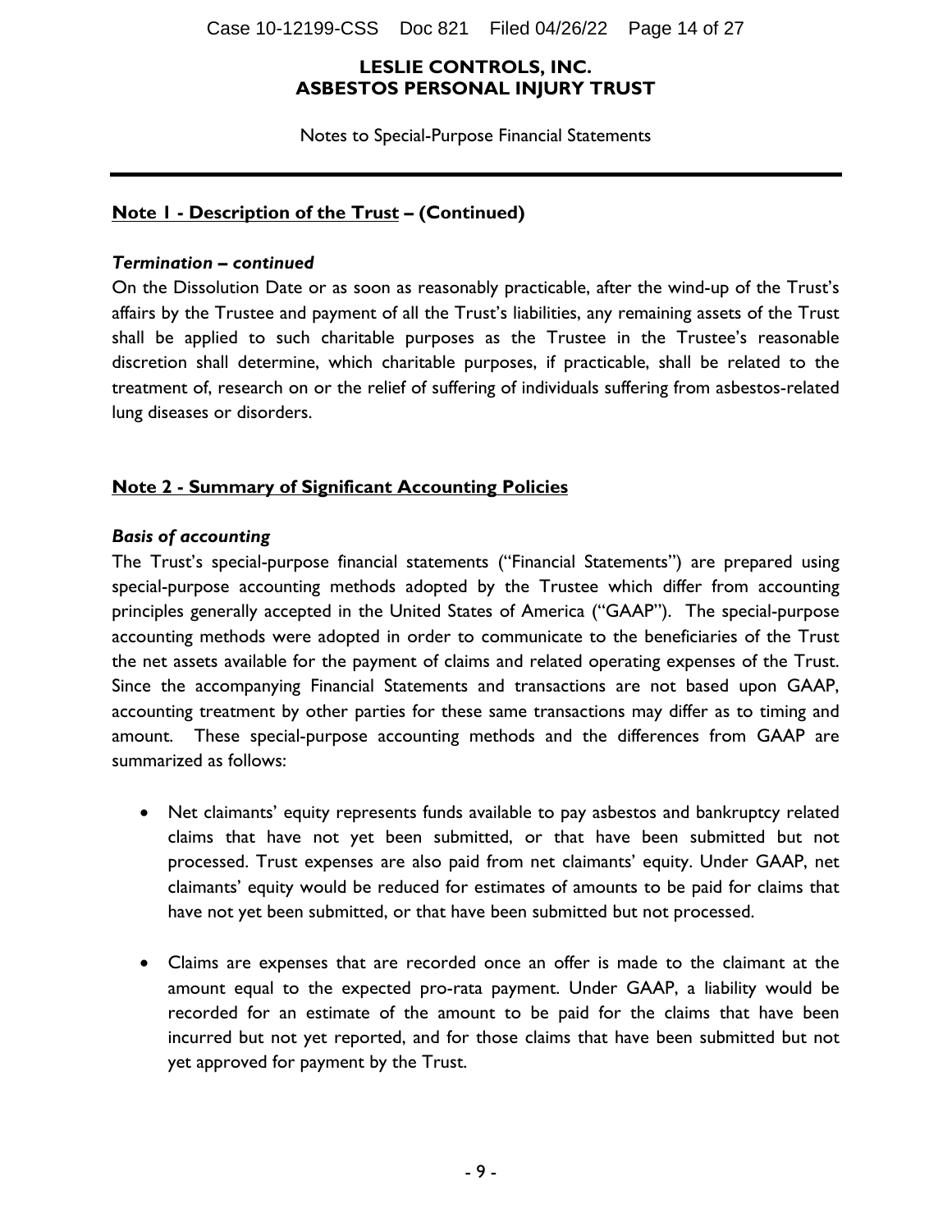**LESLIE CONTROLS, INC.**
**ASBESTOS PERSONAL INJURY TRUST**

Notes to Special-Purpose Financial Statements

## Note 1 - Description of the Trust – (Continued)

### *Termination – continued*

On the Dissolution Date or as soon as reasonably practicable, after the wind-up of the Trust's affairs by the Trustee and payment of all the Trust's liabilities, any remaining assets of the Trust shall be applied to such charitable purposes as the Trustee in the Trustee's reasonable discretion shall determine, which charitable purposes, if practicable, shall be related to the treatment of, research on or the relief of suffering of individuals suffering from asbestos-related lung diseases or disorders.

## Note 2 - Summary of Significant Accounting Policies

### *Basis of accounting*

The Trust's special-purpose financial statements ("Financial Statements") are prepared using special-purpose accounting methods adopted by the Trustee which differ from accounting principles generally accepted in the United States of America ("GAAP"). The special-purpose accounting methods were adopted in order to communicate to the beneficiaries of the Trust the net assets available for the payment of claims and related operating expenses of the Trust. Since the accompanying Financial Statements and transactions are not based upon GAAP, accounting treatment by other parties for these same transactions may differ as to timing and amount. These special-purpose accounting methods and the differences from GAAP are summarized as follows:

- Net claimants' equity represents funds available to pay asbestos and bankruptcy related claims that have not yet been submitted, or that have been submitted but not processed. Trust expenses are also paid from net claimants' equity. Under GAAP, net claimants' equity would be reduced for estimates of amounts to be paid for claims that have not yet been submitted, or that have been submitted but not processed.

- Claims are expenses that are recorded once an offer is made to the claimant at the amount equal to the expected pro-rata payment. Under GAAP, a liability would be recorded for an estimate of the amount to be paid for the claims that have been incurred but not yet reported, and for those claims that have been submitted but not yet approved for payment by the Trust.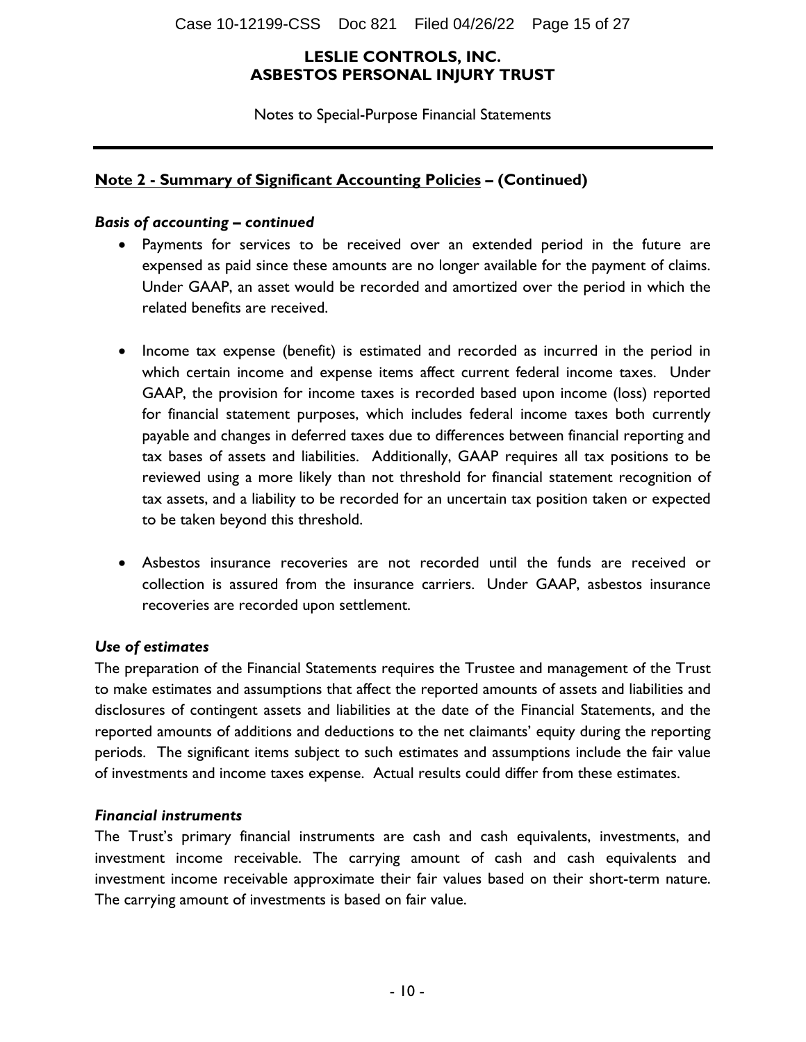**LESLIE CONTROLS, INC.**
**ASBESTOS PERSONAL INJURY TRUST**

Notes to Special-Purpose Financial Statements

## Note 2 - Summary of Significant Accounting Policies – (Continued)

***Basis of accounting – continued***

- Payments for services to be received over an extended period in the future are expensed as paid since these amounts are no longer available for the payment of claims. Under GAAP, an asset would be recorded and amortized over the period in which the related benefits are received.

- Income tax expense (benefit) is estimated and recorded as incurred in the period in which certain income and expense items affect current federal income taxes. Under GAAP, the provision for income taxes is recorded based upon income (loss) reported for financial statement purposes, which includes federal income taxes both currently payable and changes in deferred taxes due to differences between financial reporting and tax bases of assets and liabilities. Additionally, GAAP requires all tax positions to be reviewed using a more likely than not threshold for financial statement recognition of tax assets, and a liability to be recorded for an uncertain tax position taken or expected to be taken beyond this threshold.

- Asbestos insurance recoveries are not recorded until the funds are received or collection is assured from the insurance carriers. Under GAAP, asbestos insurance recoveries are recorded upon settlement.

***Use of estimates***

The preparation of the Financial Statements requires the Trustee and management of the Trust to make estimates and assumptions that affect the reported amounts of assets and liabilities and disclosures of contingent assets and liabilities at the date of the Financial Statements, and the reported amounts of additions and deductions to the net claimants' equity during the reporting periods. The significant items subject to such estimates and assumptions include the fair value of investments and income taxes expense. Actual results could differ from these estimates.

***Financial instruments***

The Trust's primary financial instruments are cash and cash equivalents, investments, and investment income receivable. The carrying amount of cash and cash equivalents and investment income receivable approximate their fair values based on their short-term nature. The carrying amount of investments is based on fair value.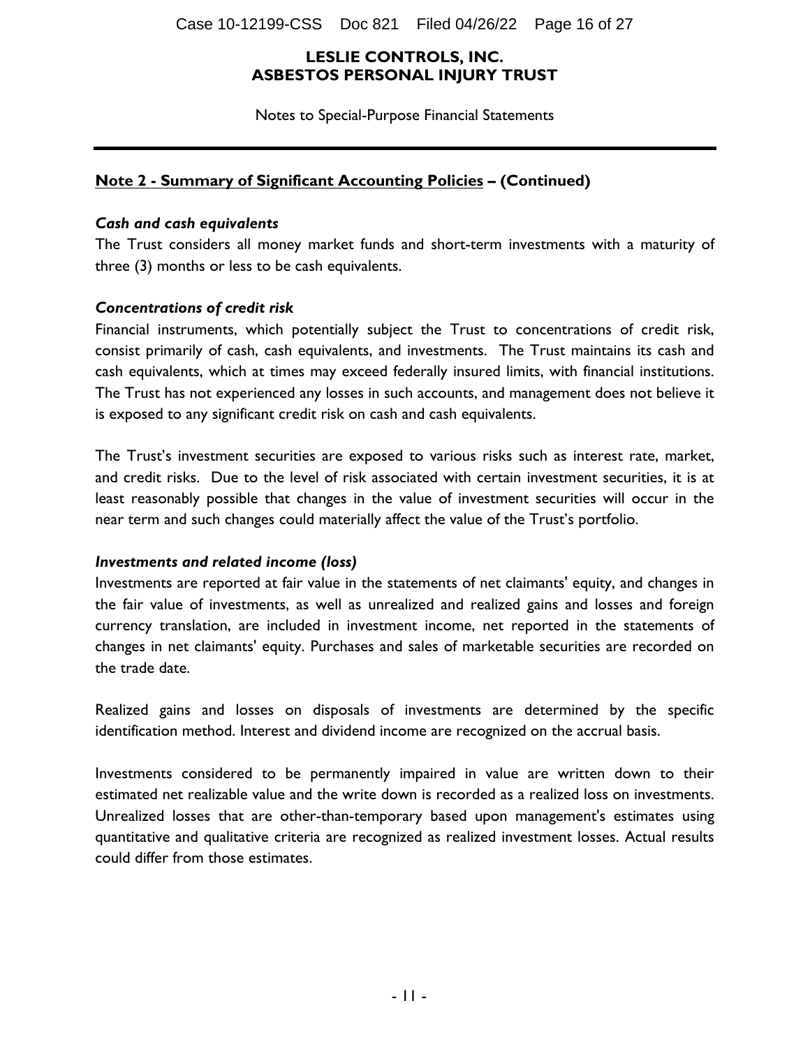**LESLIE CONTROLS, INC.**
**ASBESTOS PERSONAL INJURY TRUST**

Notes to Special-Purpose Financial Statements

## **Note 2 - Summary of Significant Accounting Policies – (Continued)**

### *Cash and cash equivalents*

The Trust considers all money market funds and short-term investments with a maturity of three (3) months or less to be cash equivalents.

### *Concentrations of credit risk*

Financial instruments, which potentially subject the Trust to concentrations of credit risk, consist primarily of cash, cash equivalents, and investments. The Trust maintains its cash and cash equivalents, which at times may exceed federally insured limits, with financial institutions. The Trust has not experienced any losses in such accounts, and management does not believe it is exposed to any significant credit risk on cash and cash equivalents.

The Trust's investment securities are exposed to various risks such as interest rate, market, and credit risks. Due to the level of risk associated with certain investment securities, it is at least reasonably possible that changes in the value of investment securities will occur in the near term and such changes could materially affect the value of the Trust's portfolio.

### *Investments and related income (loss)*

Investments are reported at fair value in the statements of net claimants' equity, and changes in the fair value of investments, as well as unrealized and realized gains and losses and foreign currency translation, are included in investment income, net reported in the statements of changes in net claimants' equity. Purchases and sales of marketable securities are recorded on the trade date.

Realized gains and losses on disposals of investments are determined by the specific identification method. Interest and dividend income are recognized on the accrual basis.

Investments considered to be permanently impaired in value are written down to their estimated net realizable value and the write down is recorded as a realized loss on investments. Unrealized losses that are other-than-temporary based upon management's estimates using quantitative and qualitative criteria are recognized as realized investment losses. Actual results could differ from those estimates.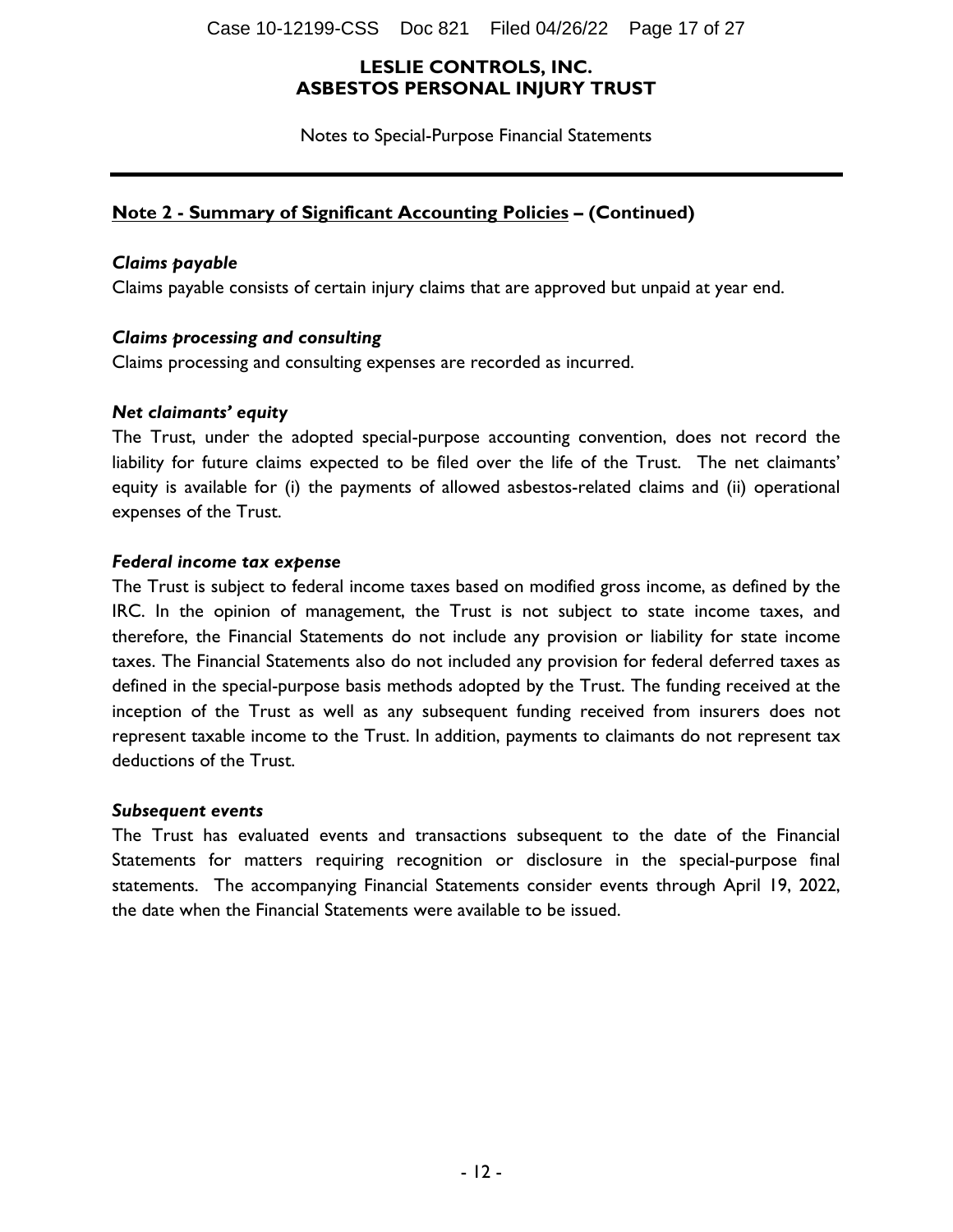# LESLIE CONTROLS, INC.
# ASBESTOS PERSONAL INJURY TRUST

Notes to Special-Purpose Financial Statements

---

## Note 2 - Summary of Significant Accounting Policies – (Continued)

### *Claims payable*

Claims payable consists of certain injury claims that are approved but unpaid at year end.

### *Claims processing and consulting*

Claims processing and consulting expenses are recorded as incurred.

### *Net claimants' equity*

The Trust, under the adopted special-purpose accounting convention, does not record the liability for future claims expected to be filed over the life of the Trust. The net claimants' equity is available for (i) the payments of allowed asbestos-related claims and (ii) operational expenses of the Trust.

### *Federal income tax expense*

The Trust is subject to federal income taxes based on modified gross income, as defined by the IRC. In the opinion of management, the Trust is not subject to state income taxes, and therefore, the Financial Statements do not include any provision or liability for state income taxes. The Financial Statements also do not included any provision for federal deferred taxes as defined in the special-purpose basis methods adopted by the Trust. The funding received at the inception of the Trust as well as any subsequent funding received from insurers does not represent taxable income to the Trust. In addition, payments to claimants do not represent tax deductions of the Trust.

### *Subsequent events*

The Trust has evaluated events and transactions subsequent to the date of the Financial Statements for matters requiring recognition or disclosure in the special-purpose final statements. The accompanying Financial Statements consider events through April 19, 2022, the date when the Financial Statements were available to be issued.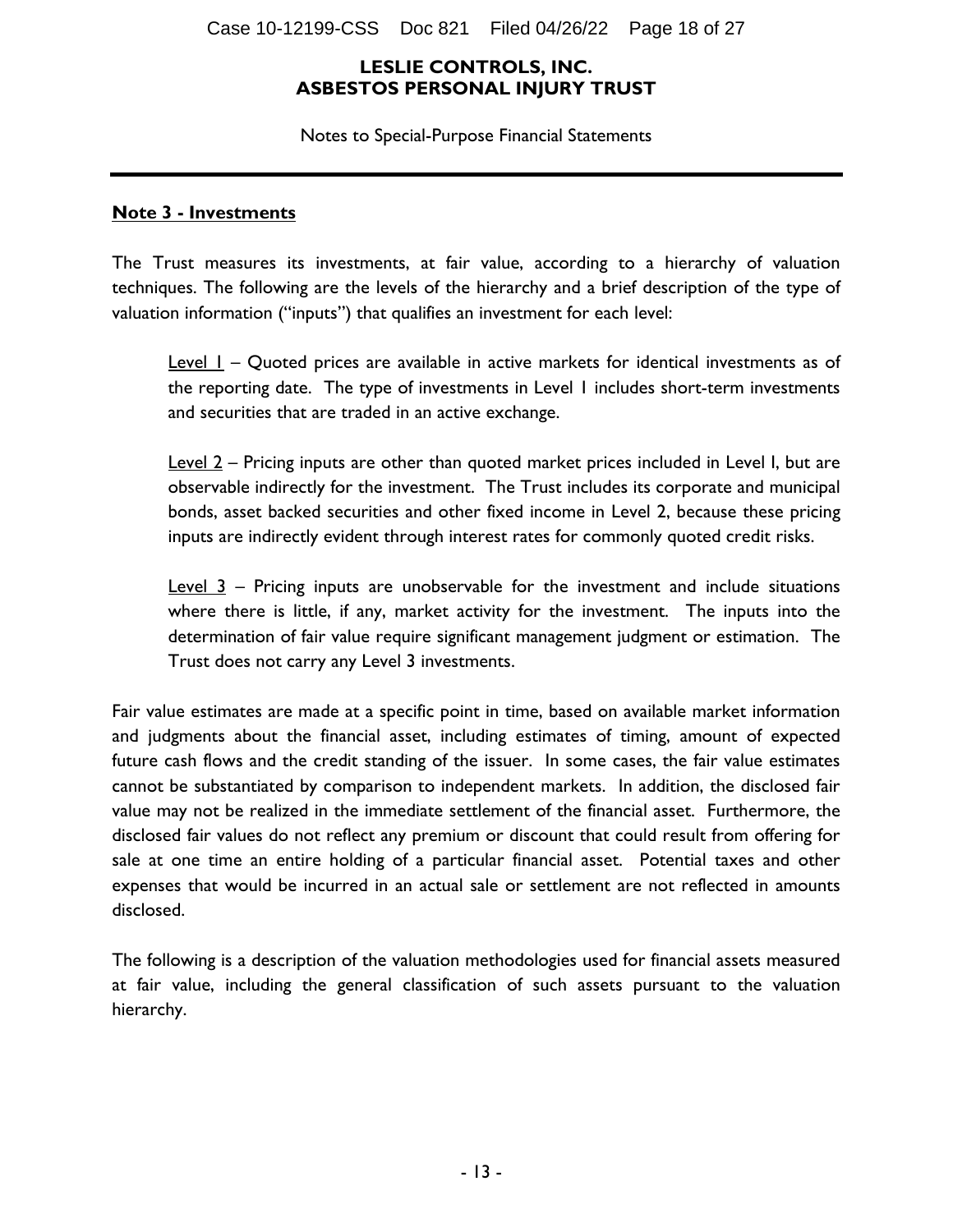**LESLIE CONTROLS, INC.**
**ASBESTOS PERSONAL INJURY TRUST**

Notes to Special-Purpose Financial Statements

## Note 3 - Investments

The Trust measures its investments, at fair value, according to a hierarchy of valuation techniques. The following are the levels of the hierarchy and a brief description of the type of valuation information ("inputs") that qualifies an investment for each level:

> Level 1 – Quoted prices are available in active markets for identical investments as of the reporting date. The type of investments in Level 1 includes short-term investments and securities that are traded in an active exchange.
>
> Level 2 – Pricing inputs are other than quoted market prices included in Level I, but are observable indirectly for the investment. The Trust includes its corporate and municipal bonds, asset backed securities and other fixed income in Level 2, because these pricing inputs are indirectly evident through interest rates for commonly quoted credit risks.
>
> Level 3 – Pricing inputs are unobservable for the investment and include situations where there is little, if any, market activity for the investment. The inputs into the determination of fair value require significant management judgment or estimation. The Trust does not carry any Level 3 investments.

Fair value estimates are made at a specific point in time, based on available market information and judgments about the financial asset, including estimates of timing, amount of expected future cash flows and the credit standing of the issuer. In some cases, the fair value estimates cannot be substantiated by comparison to independent markets. In addition, the disclosed fair value may not be realized in the immediate settlement of the financial asset. Furthermore, the disclosed fair values do not reflect any premium or discount that could result from offering for sale at one time an entire holding of a particular financial asset. Potential taxes and other expenses that would be incurred in an actual sale or settlement are not reflected in amounts disclosed.

The following is a description of the valuation methodologies used for financial assets measured at fair value, including the general classification of such assets pursuant to the valuation hierarchy.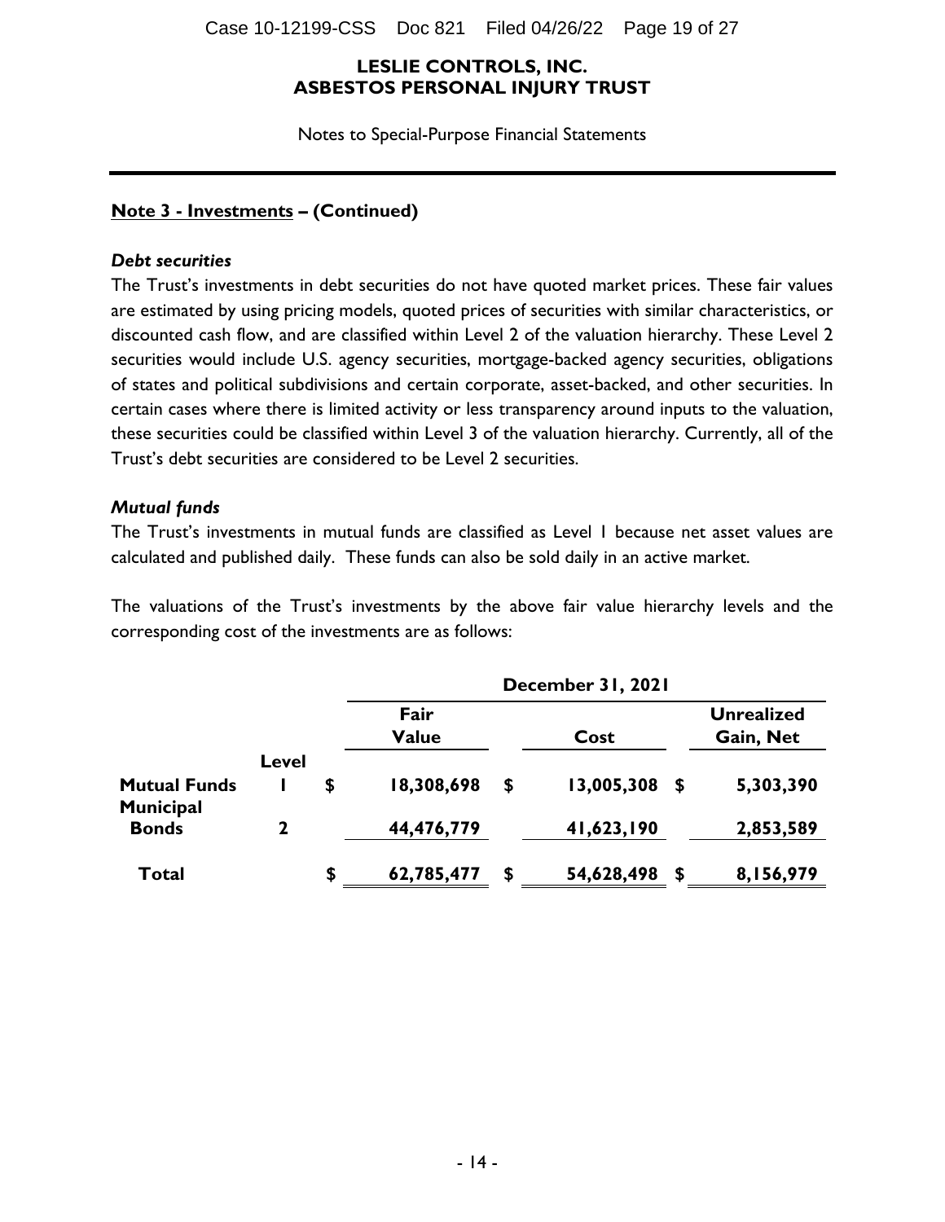# LESLIE CONTROLS, INC.
# ASBESTOS PERSONAL INJURY TRUST

Notes to Special-Purpose Financial Statements

## Note 3 - Investments – (Continued)

***Debt securities***

The Trust's investments in debt securities do not have quoted market prices. These fair values are estimated by using pricing models, quoted prices of securities with similar characteristics, or discounted cash flow, and are classified within Level 2 of the valuation hierarchy. These Level 2 securities would include U.S. agency securities, mortgage-backed agency securities, obligations of states and political subdivisions and certain corporate, asset-backed, and other securities. In certain cases where there is limited activity or less transparency around inputs to the valuation, these securities could be classified within Level 3 of the valuation hierarchy. Currently, all of the Trust's debt securities are considered to be Level 2 securities.

***Mutual funds***

The Trust's investments in mutual funds are classified as Level 1 because net asset values are calculated and published daily. These funds can also be sold daily in an active market.

The valuations of the Trust's investments by the above fair value hierarchy levels and the corresponding cost of the investments are as follows:

| | | December 31, 2021 | | |
|---|---|---|---|---|
| | Level | Fair Value | Cost | Unrealized Gain, Net |
| **Mutual Funds** | 1 | $ 18,308,698 | $ 13,005,308 | $ 5,303,390 |
| **Municipal Bonds** | 2 | 44,476,779 | 41,623,190 | 2,853,589 |
| **Total** | | $ 62,785,477 | $ 54,628,498 | $ 8,156,979 |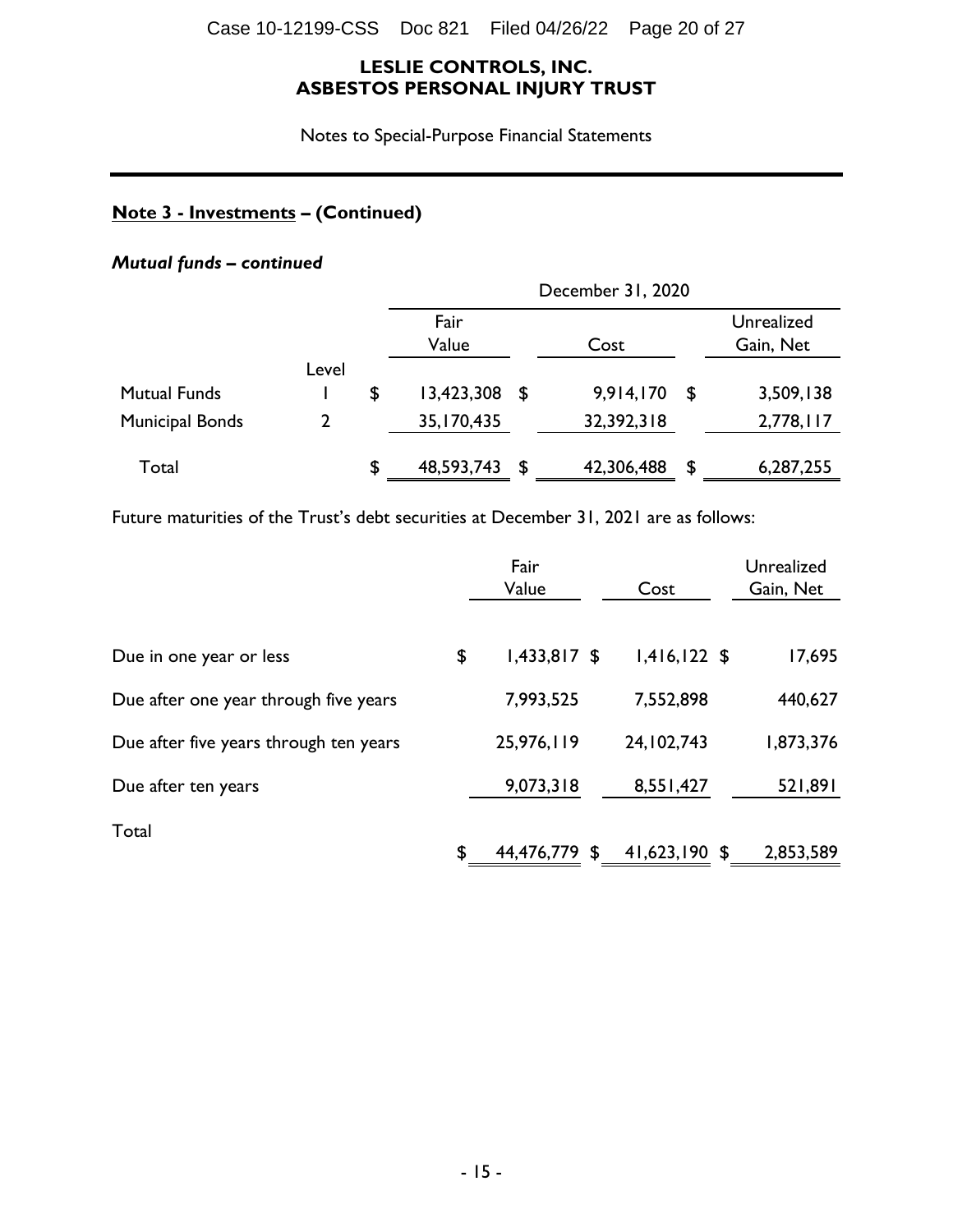**LESLIE CONTROLS, INC.**
**ASBESTOS PERSONAL INJURY TRUST**

Notes to Special-Purpose Financial Statements

**<u>Note 3 - Investments</u> – (Continued)**

***Mutual funds – continued***

| | | December 31, 2020 | | |
|---|---|---|---|---|
| | Level | Fair Value | Cost | Unrealized Gain, Net |
| Mutual Funds | 1 | $ 13,423,308 | $ 9,914,170 | $ 3,509,138 |
| Municipal Bonds | 2 | 35,170,435 | 32,392,318 | 2,778,117 |
| Total | | $ 48,593,743 | $ 42,306,488 | $ 6,287,255 |

Future maturities of the Trust's debt securities at December 31, 2021 are as follows:

| | Fair Value | Cost | Unrealized Gain, Net |
|---|---|---|---|
| Due in one year or less | $ 1,433,817 | $ 1,416,122 | $ 17,695 |
| Due after one year through five years | 7,993,525 | 7,552,898 | 440,627 |
| Due after five years through ten years | 25,976,119 | 24,102,743 | 1,873,376 |
| Due after ten years | 9,073,318 | 8,551,427 | 521,891 |
| Total | $ 44,476,779 | $ 41,623,190 | $ 2,853,589 |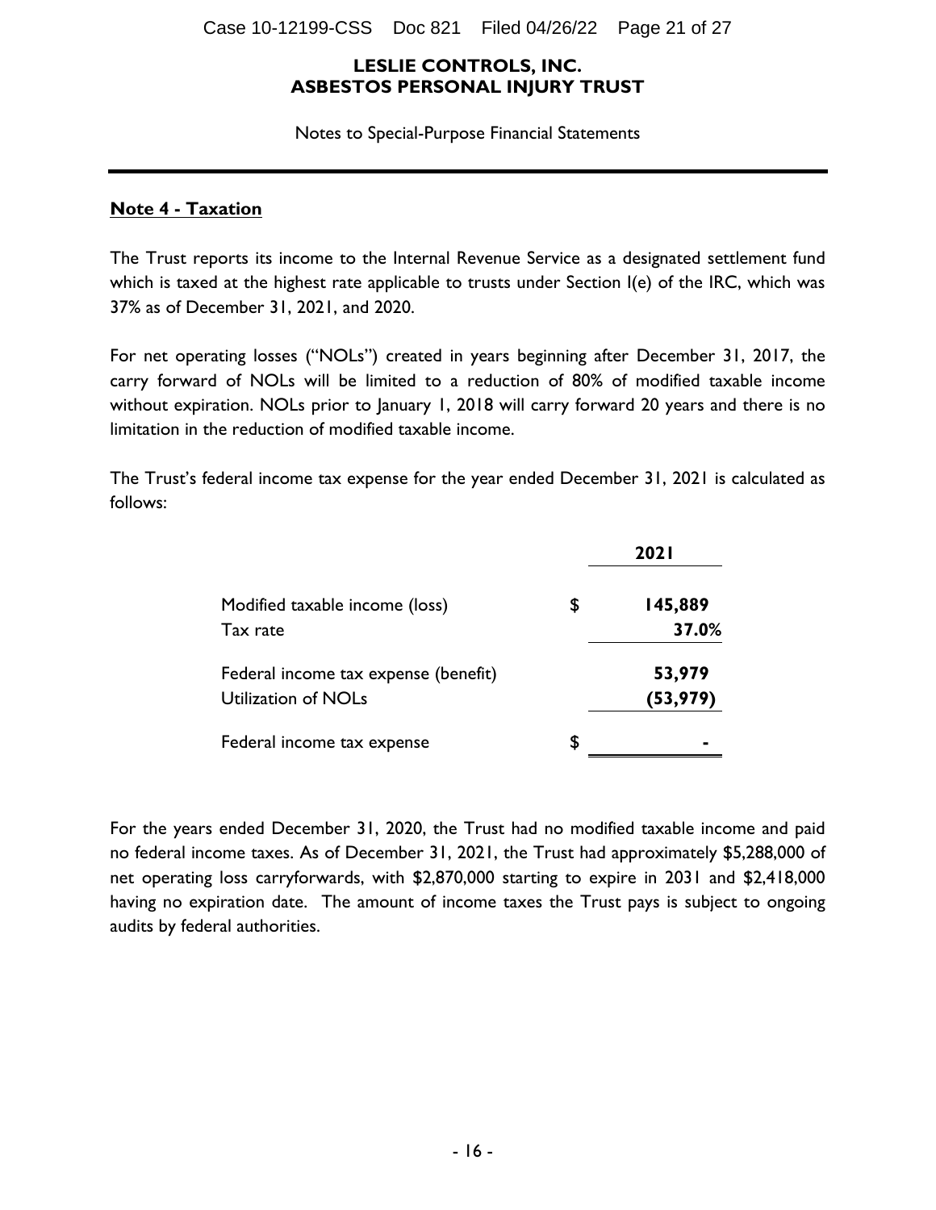# LESLIE CONTROLS, INC.
# ASBESTOS PERSONAL INJURY TRUST

Notes to Special-Purpose Financial Statements

## Note 4 - Taxation

The Trust reports its income to the Internal Revenue Service as a designated settlement fund which is taxed at the highest rate applicable to trusts under Section I(e) of the IRC, which was 37% as of December 31, 2021, and 2020.

For net operating losses ("NOLs") created in years beginning after December 31, 2017, the carry forward of NOLs will be limited to a reduction of 80% of modified taxable income without expiration. NOLs prior to January 1, 2018 will carry forward 20 years and there is no limitation in the reduction of modified taxable income.

The Trust's federal income tax expense for the year ended December 31, 2021 is calculated as follows:

| | | 2021 |
|---|---|---|
| Modified taxable income (loss) | $ | **145,889** |
| Tax rate | | **37.0%** |
| Federal income tax expense (benefit) | | **53,979** |
| Utilization of NOLs | | **(53,979)** |
| Federal income tax expense | $ | **-** |

For the years ended December 31, 2020, the Trust had no modified taxable income and paid no federal income taxes. As of December 31, 2021, the Trust had approximately $5,288,000 of net operating loss carryforwards, with $2,870,000 starting to expire in 2031 and $2,418,000 having no expiration date. The amount of income taxes the Trust pays is subject to ongoing audits by federal authorities.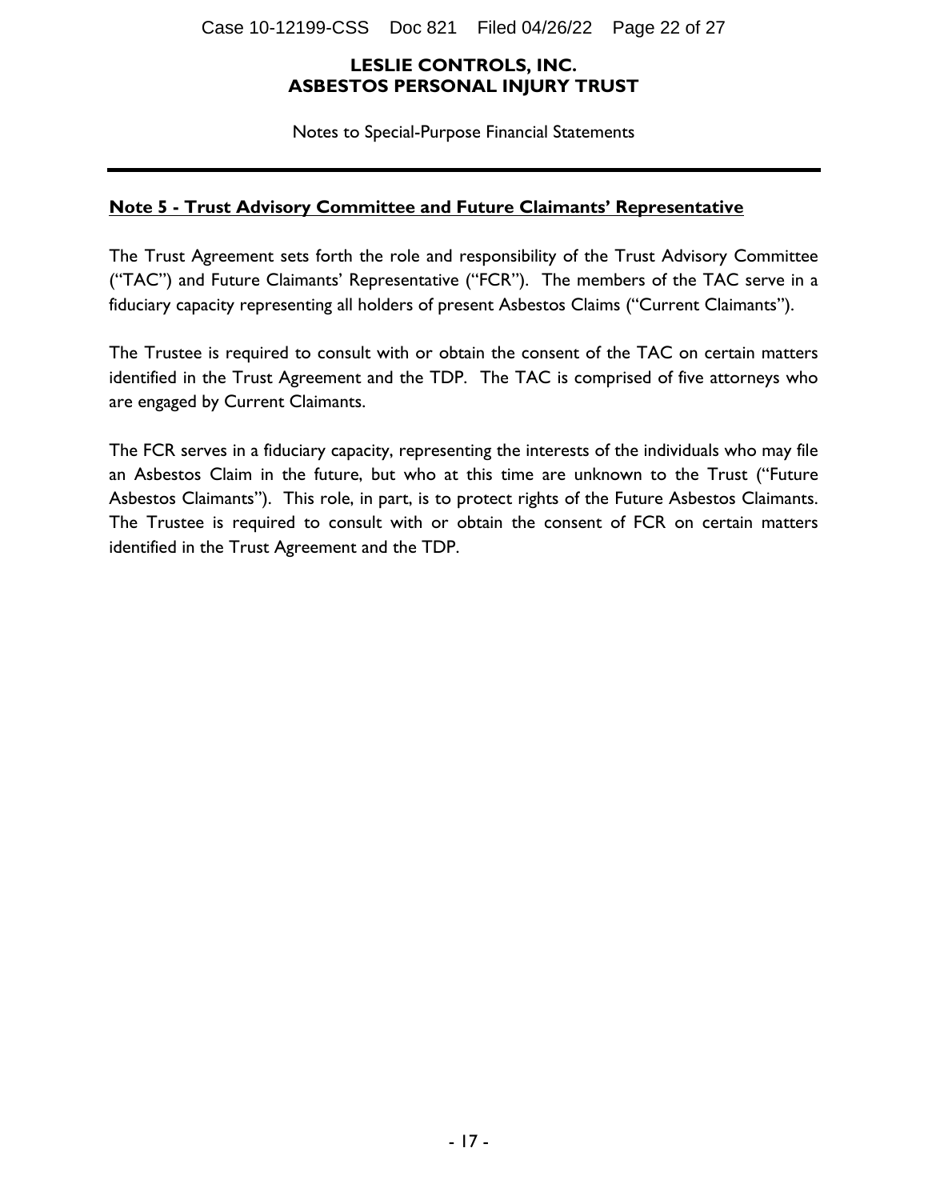**LESLIE CONTROLS, INC.**
**ASBESTOS PERSONAL INJURY TRUST**

Notes to Special-Purpose Financial Statements

## Note 5 - Trust Advisory Committee and Future Claimants' Representative

The Trust Agreement sets forth the role and responsibility of the Trust Advisory Committee ("TAC") and Future Claimants' Representative ("FCR"). The members of the TAC serve in a fiduciary capacity representing all holders of present Asbestos Claims ("Current Claimants").

The Trustee is required to consult with or obtain the consent of the TAC on certain matters identified in the Trust Agreement and the TDP. The TAC is comprised of five attorneys who are engaged by Current Claimants.

The FCR serves in a fiduciary capacity, representing the interests of the individuals who may file an Asbestos Claim in the future, but who at this time are unknown to the Trust ("Future Asbestos Claimants"). This role, in part, is to protect rights of the Future Asbestos Claimants. The Trustee is required to consult with or obtain the consent of FCR on certain matters identified in the Trust Agreement and the TDP.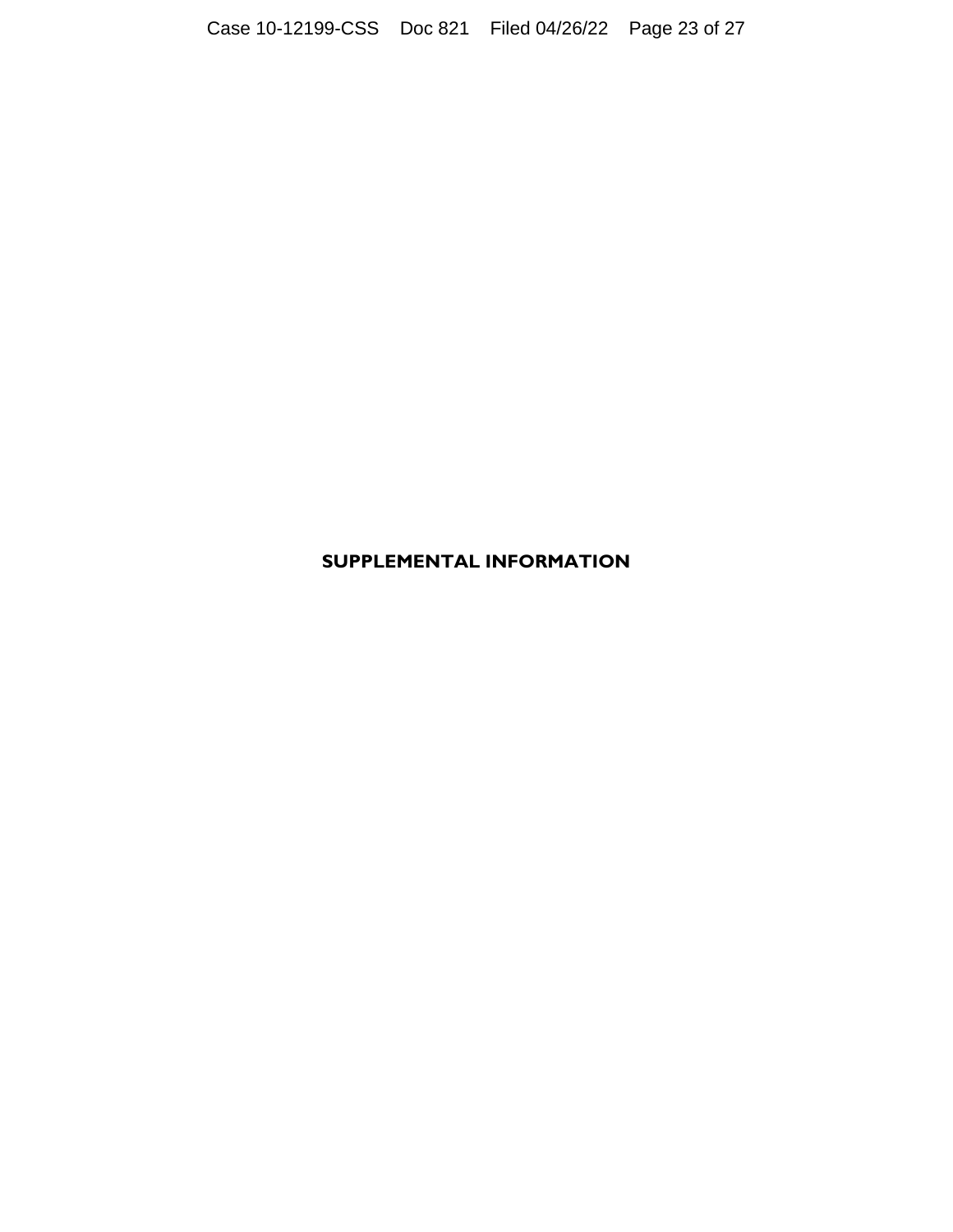# SUPPLEMENTAL INFORMATION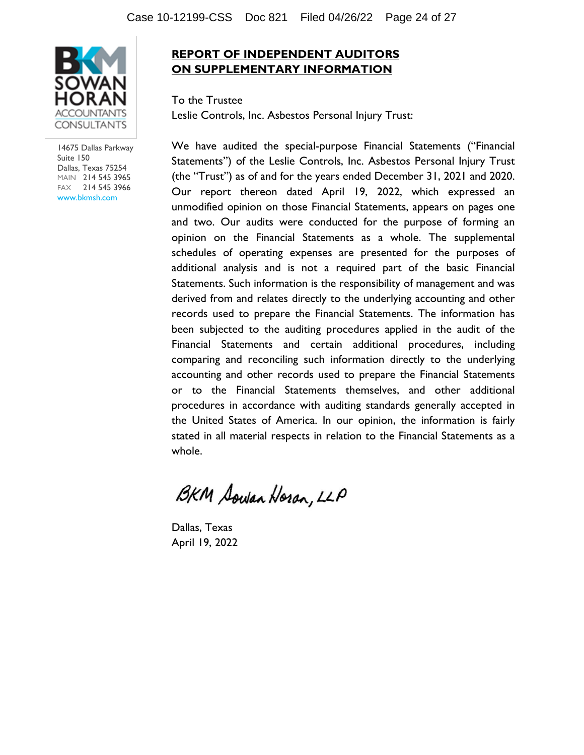BKM SOWAN HORAN ACCOUNTANTS CONSULTANTS

14675 Dallas Parkway
Suite 150
Dallas, Texas 75254
MAIN 214 545 3965
FAX 214 545 3966
www.bkmsh.com

## REPORT OF INDEPENDENT AUDITORS ON SUPPLEMENTARY INFORMATION

To the Trustee
Leslie Controls, Inc. Asbestos Personal Injury Trust:

We have audited the special-purpose Financial Statements ("Financial Statements") of the Leslie Controls, Inc. Asbestos Personal Injury Trust (the "Trust") as of and for the years ended December 31, 2021 and 2020. Our report thereon dated April 19, 2022, which expressed an unmodified opinion on those Financial Statements, appears on pages one and two. Our audits were conducted for the purpose of forming an opinion on the Financial Statements as a whole. The supplemental schedules of operating expenses are presented for the purposes of additional analysis and is not a required part of the basic Financial Statements. Such information is the responsibility of management and was derived from and relates directly to the underlying accounting and other records used to prepare the Financial Statements. The information has been subjected to the auditing procedures applied in the audit of the Financial Statements and certain additional procedures, including comparing and reconciling such information directly to the underlying accounting and other records used to prepare the Financial Statements or to the Financial Statements themselves, and other additional procedures in accordance with auditing standards generally accepted in the United States of America. In our opinion, the information is fairly stated in all material respects in relation to the Financial Statements as a whole.

BKM Sowan Horan, LLP

Dallas, Texas
April 19, 2022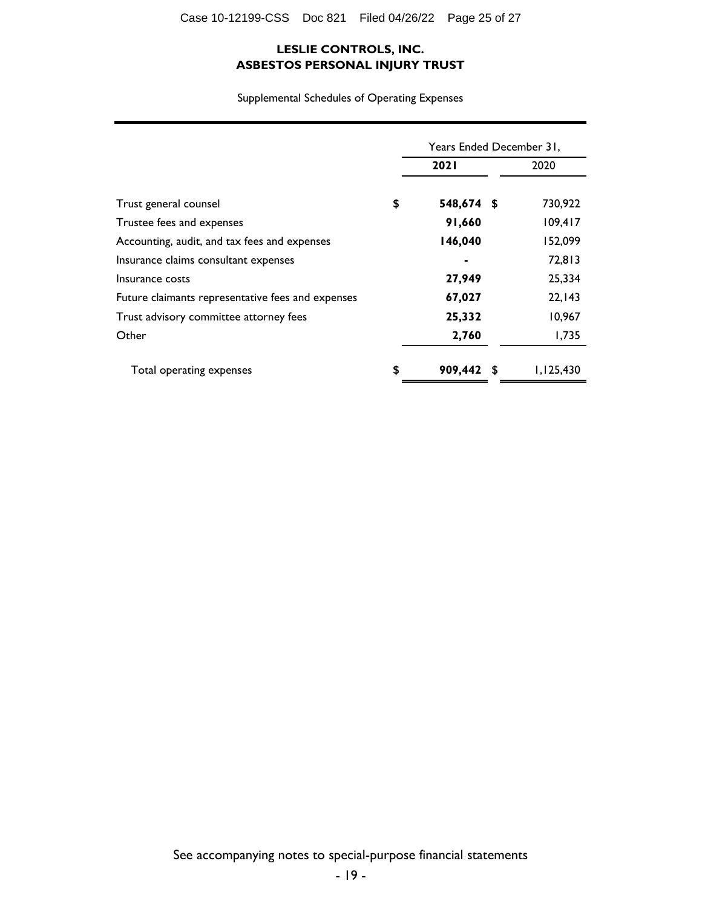**LESLIE CONTROLS, INC.**
**ASBESTOS PERSONAL INJURY TRUST**

Supplemental Schedules of Operating Expenses

| | Years Ended December 31, | |
|---|---|---|
| | **2021** | 2020 |
| Trust general counsel | **$ 548,674** | $ 730,922 |
| Trustee fees and expenses | **91,660** | 109,417 |
| Accounting, audit, and tax fees and expenses | **146,040** | 152,099 |
| Insurance claims consultant expenses | **-** | 72,813 |
| Insurance costs | **27,949** | 25,334 |
| Future claimants representative fees and expenses | **67,027** | 22,143 |
| Trust advisory committee attorney fees | **25,332** | 10,967 |
| Other | **2,760** | 1,735 |
| Total operating expenses | **$ 909,442** | $ 1,125,430 |

See accompanying notes to special-purpose financial statements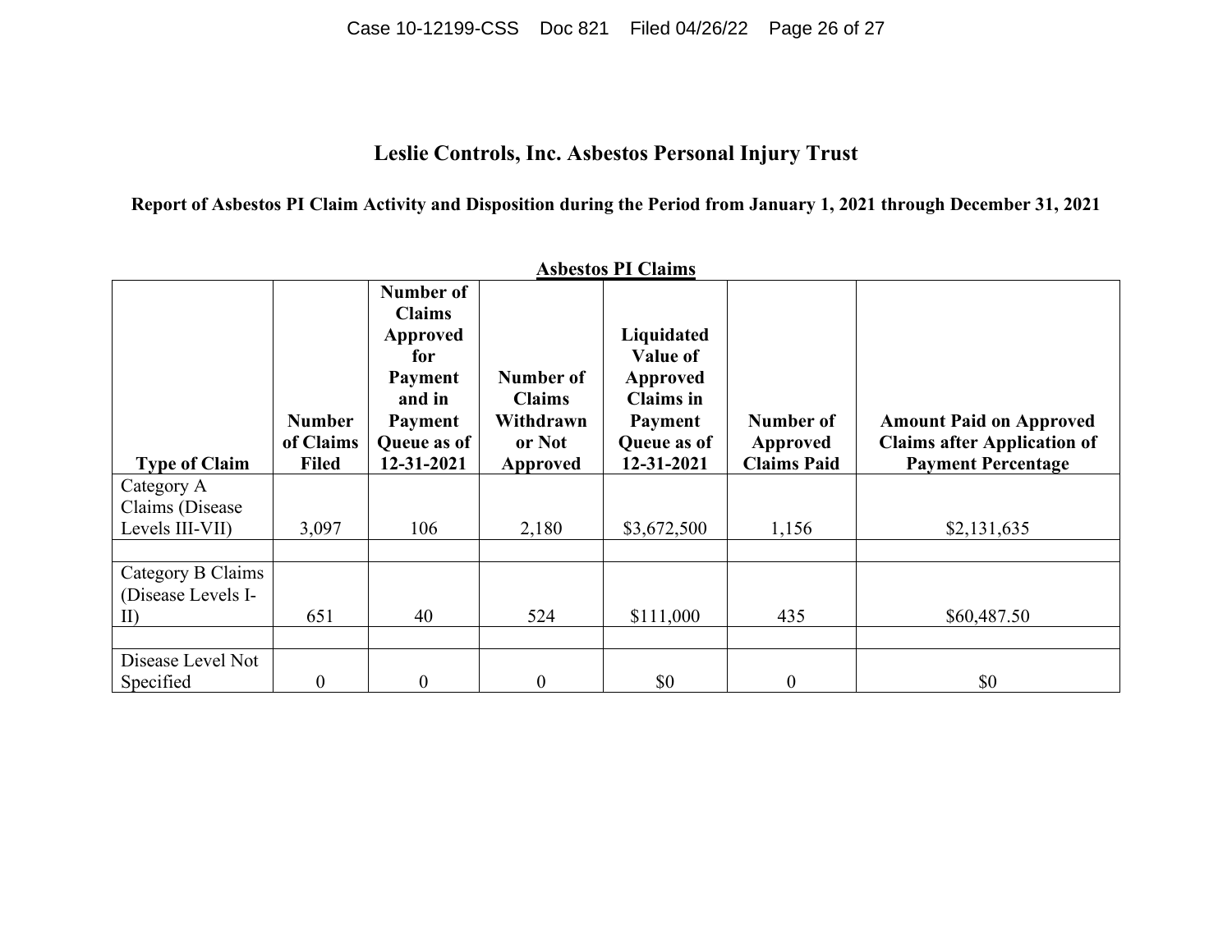# Leslie Controls, Inc. Asbestos Personal Injury Trust

**Report of Asbestos PI Claim Activity and Disposition during the Period from January 1, 2021 through December 31, 2021**

**Asbestos PI Claims**

| Type of Claim | Number of Claims Filed | Number of Claims Approved for Payment and in Payment Queue as of 12-31-2021 | Number of Claims Withdrawn or Not Approved | Liquidated Value of Approved Claims in Payment Queue as of 12-31-2021 | Number of Approved Claims Paid | Amount Paid on Approved Claims after Application of Payment Percentage |
|---|---|---|---|---|---|---|
| Category A Claims (Disease Levels III-VII) | 3,097 | 106 | 2,180 | $3,672,500 | 1,156 | $2,131,635 |
| | | | | | | |
| Category B Claims (Disease Levels I-II) | 651 | 40 | 524 | $111,000 | 435 | $60,487.50 |
| | | | | | | |
| Disease Level Not Specified | 0 | 0 | 0 | $0 | 0 | $0 |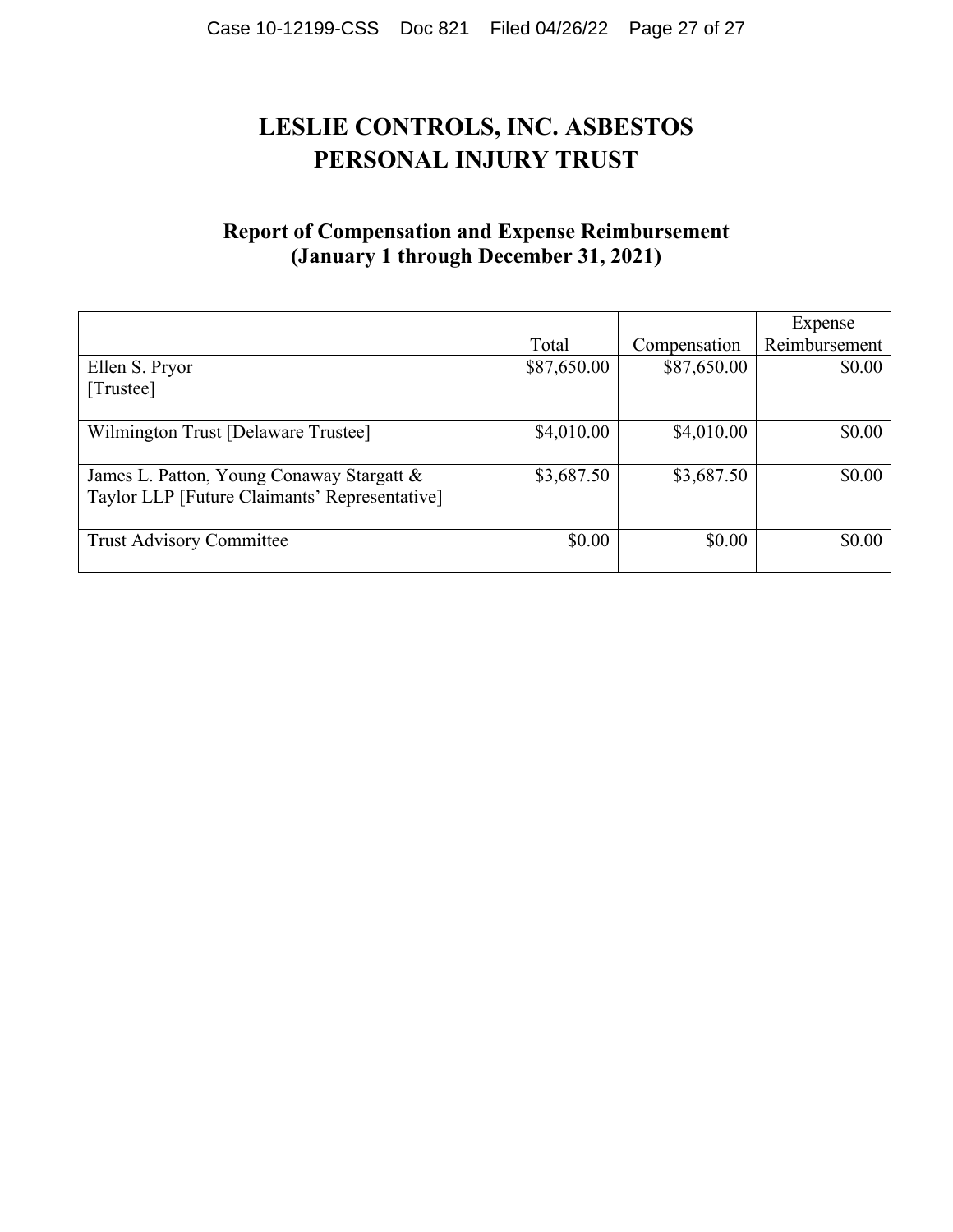# LESLIE CONTROLS, INC. ASBESTOS PERSONAL INJURY TRUST

## Report of Compensation and Expense Reimbursement (January 1 through December 31, 2021)

| | Total | Compensation | Expense Reimbursement |
|---|---|---|---|
| Ellen S. Pryor [Trustee] | $87,650.00 | $87,650.00 | $0.00 |
| Wilmington Trust [Delaware Trustee] | $4,010.00 | $4,010.00 | $0.00 |
| James L. Patton, Young Conaway Stargatt & Taylor LLP [Future Claimants' Representative] | $3,687.50 | $3,687.50 | $0.00 |
| Trust Advisory Committee | $0.00 | $0.00 | $0.00 |